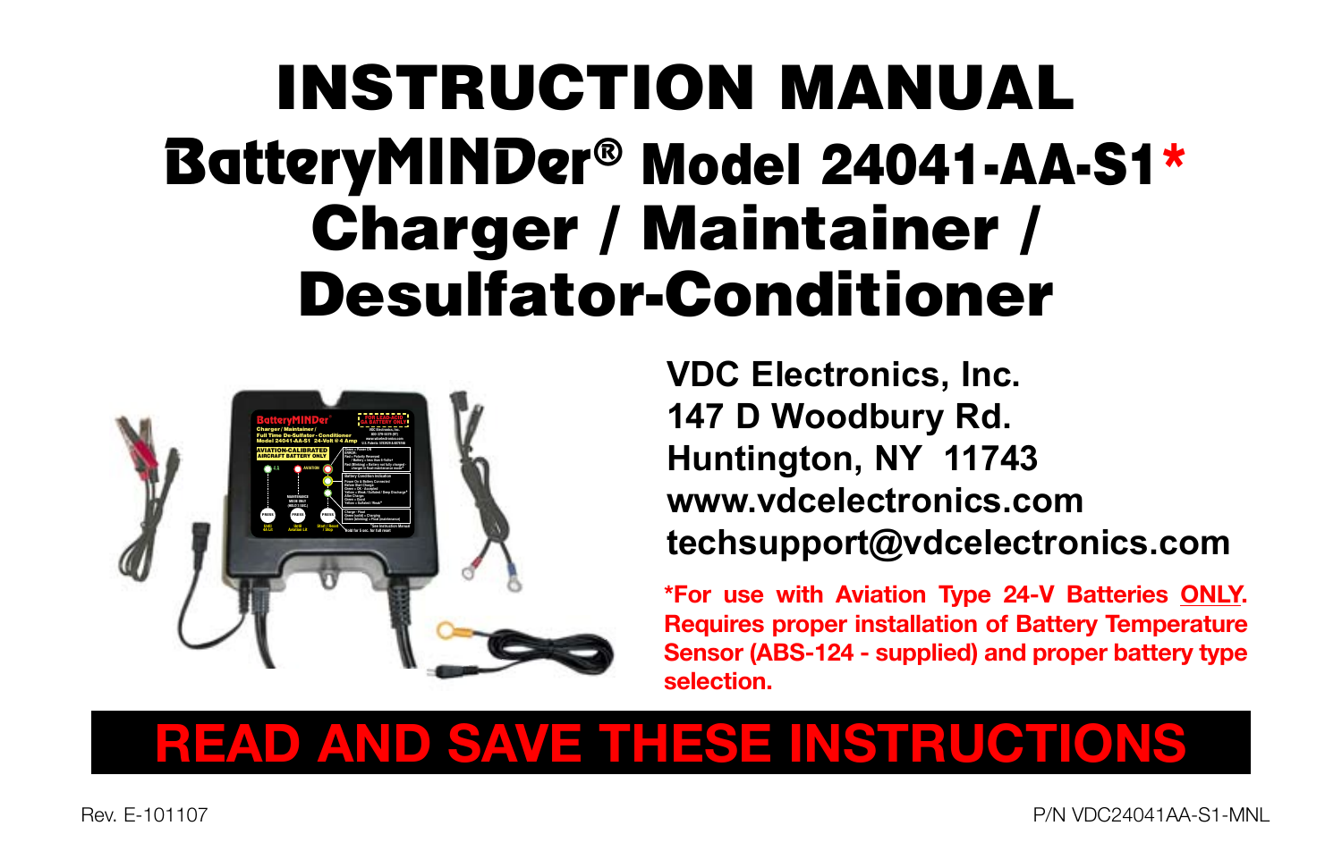# INSTRUCTION MANUAL

## BatteryMINDer® Model 24041-AA-S1*

## Charger / Maintainer / Desulfator-Conditioner

**VDC Electronics, Inc.**
**147 D Woodbury Rd.**
**Huntington, NY 11743**
**www.vdcelectronics.com**
**techsupport@vdcelectronics.com**

***For use with Aviation Type 24-V Batteries ONLY. Requires proper installation of Battery Temperature Sensor (ABS-124 - supplied) and proper battery type selection.**

## READ AND SAVE THESE INSTRUCTIONS

Rev. E-101107

P/N VDC24041AA-S1-MNL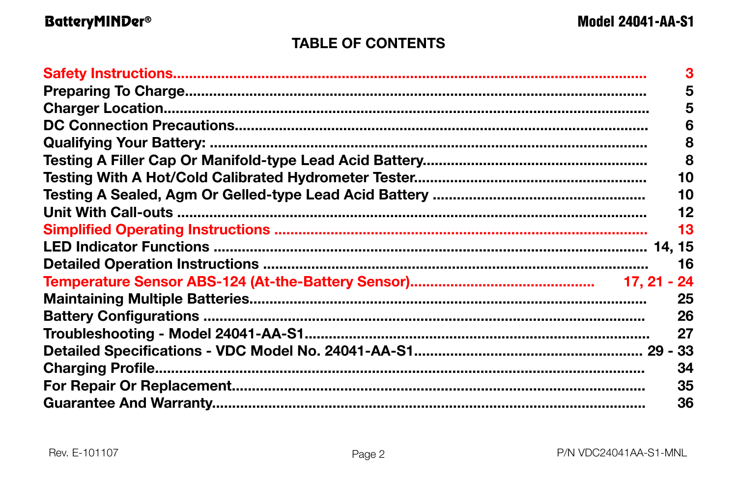# TABLE OF CONTENTS

| Section | Page |
|---|---|
| Safety Instructions | 3 |
| Preparing To Charge | 5 |
| Charger Location | 5 |
| DC Connection Precautions | 6 |
| Qualifying Your Battery: | 8 |
| Testing A Filler Cap Or Manifold-type Lead Acid Battery | 8 |
| Testing With A Hot/Cold Calibrated Hydrometer Tester | 10 |
| Testing A Sealed, Agm Or Gelled-type Lead Acid Battery | 10 |
| Unit With Call-outs | 12 |
| Simplified Operating Instructions | 13 |
| LED Indicator Functions | 14, 15 |
| Detailed Operation Instructions | 16 |
| Temperature Sensor ABS-124 (At-the-Battery Sensor) | 17, 21 - 24 |
| Maintaining Multiple Batteries | 25 |
| Battery Configurations | 26 |
| Troubleshooting - Model 24041-AA-S1 | 27 |
| Detailed Specifications - VDC Model No. 24041-AA-S1 | 29 - 33 |
| Charging Profile | 34 |
| For Repair Or Replacement | 35 |
| Guarantee And Warranty | 36 |

Rev. E-101107

P/N VDC24041AA-S1-MNL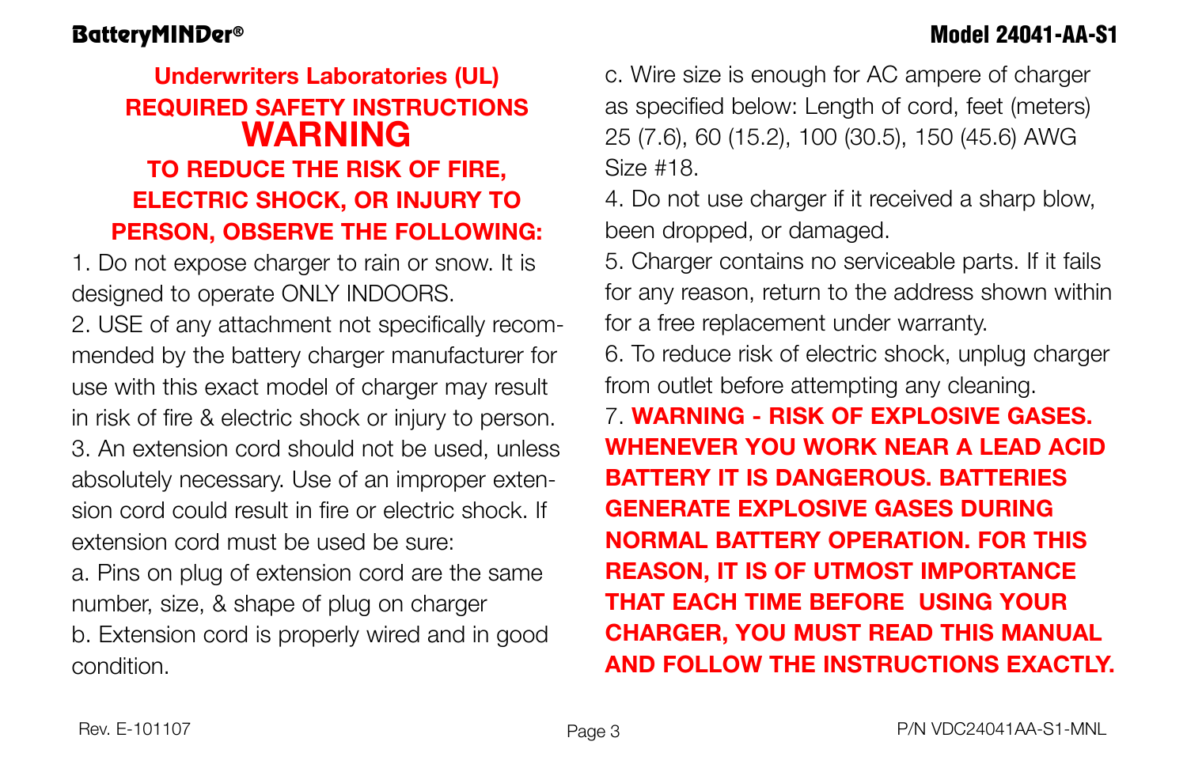## Underwriters Laboratories (UL) REQUIRED SAFETY INSTRUCTIONS

# WARNING

### TO REDUCE THE RISK OF FIRE, ELECTRIC SHOCK, OR INJURY TO PERSON, OBSERVE THE FOLLOWING:

1. Do not expose charger to rain or snow. It is designed to operate ONLY INDOORS.
2. USE of any attachment not specifically recommended by the battery charger manufacturer for use with this exact model of charger may result in risk of fire & electric shock or injury to person.
3. An extension cord should not be used, unless absolutely necessary. Use of an improper extension cord could result in fire or electric shock. If extension cord must be used be sure:
   a. Pins on plug of extension cord are the same number, size, & shape of plug on charger
   b. Extension cord is properly wired and in good condition.
   c. Wire size is enough for AC ampere of charger as specified below: Length of cord, feet (meters) 25 (7.6), 60 (15.2), 100 (30.5), 150 (45.6) AWG Size #18.
4. Do not use charger if it received a sharp blow, been dropped, or damaged.
5. Charger contains no serviceable parts. If it fails for any reason, return to the address shown within for a free replacement under warranty.
6. To reduce risk of electric shock, unplug charger from outlet before attempting any cleaning.
7. **WARNING - RISK OF EXPLOSIVE GASES. WHENEVER YOU WORK NEAR A LEAD ACID BATTERY IT IS DANGEROUS. BATTERIES GENERATE EXPLOSIVE GASES DURING NORMAL BATTERY OPERATION. FOR THIS REASON, IT IS OF UTMOST IMPORTANCE THAT EACH TIME BEFORE USING YOUR CHARGER, YOU MUST READ THIS MANUAL AND FOLLOW THE INSTRUCTIONS EXACTLY.**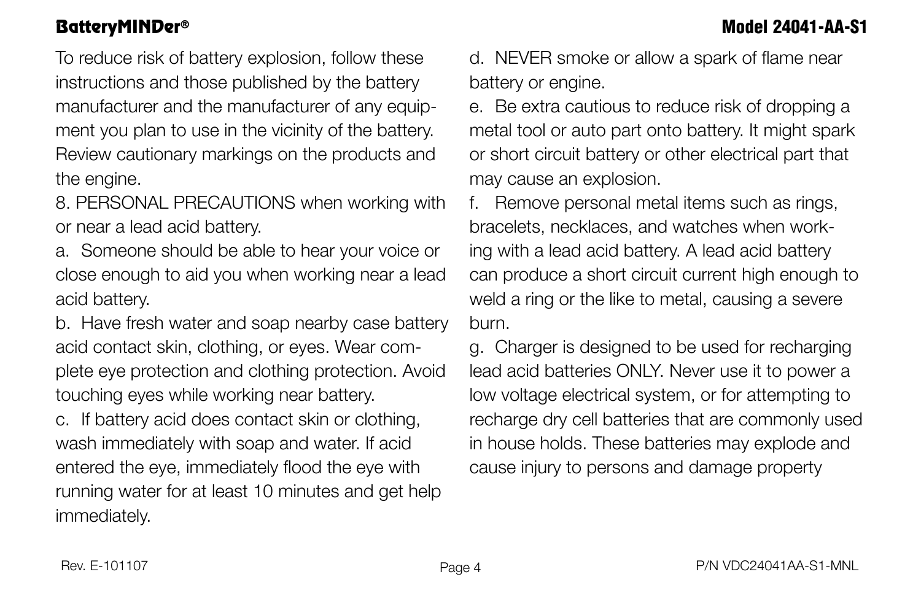To reduce risk of battery explosion, follow these instructions and those published by the battery manufacturer and the manufacturer of any equipment you plan to use in the vicinity of the battery. Review cautionary markings on the products and the engine.

8. PERSONAL PRECAUTIONS when working with or near a lead acid battery.

a. Someone should be able to hear your voice or close enough to aid you when working near a lead acid battery.

b. Have fresh water and soap nearby case battery acid contact skin, clothing, or eyes. Wear complete eye protection and clothing protection. Avoid touching eyes while working near battery.

c. If battery acid does contact skin or clothing, wash immediately with soap and water. If acid entered the eye, immediately flood the eye with running water for at least 10 minutes and get help immediately.

d. NEVER smoke or allow a spark of flame near battery or engine.

e. Be extra cautious to reduce risk of dropping a metal tool or auto part onto battery. It might spark or short circuit battery or other electrical part that may cause an explosion.

f. Remove personal metal items such as rings, bracelets, necklaces, and watches when working with a lead acid battery. A lead acid battery can produce a short circuit current high enough to weld a ring or the like to metal, causing a severe burn.

g. Charger is designed to be used for recharging lead acid batteries ONLY. Never use it to power a low voltage electrical system, or for attempting to recharge dry cell batteries that are commonly used in house holds. These batteries may explode and cause injury to persons and damage property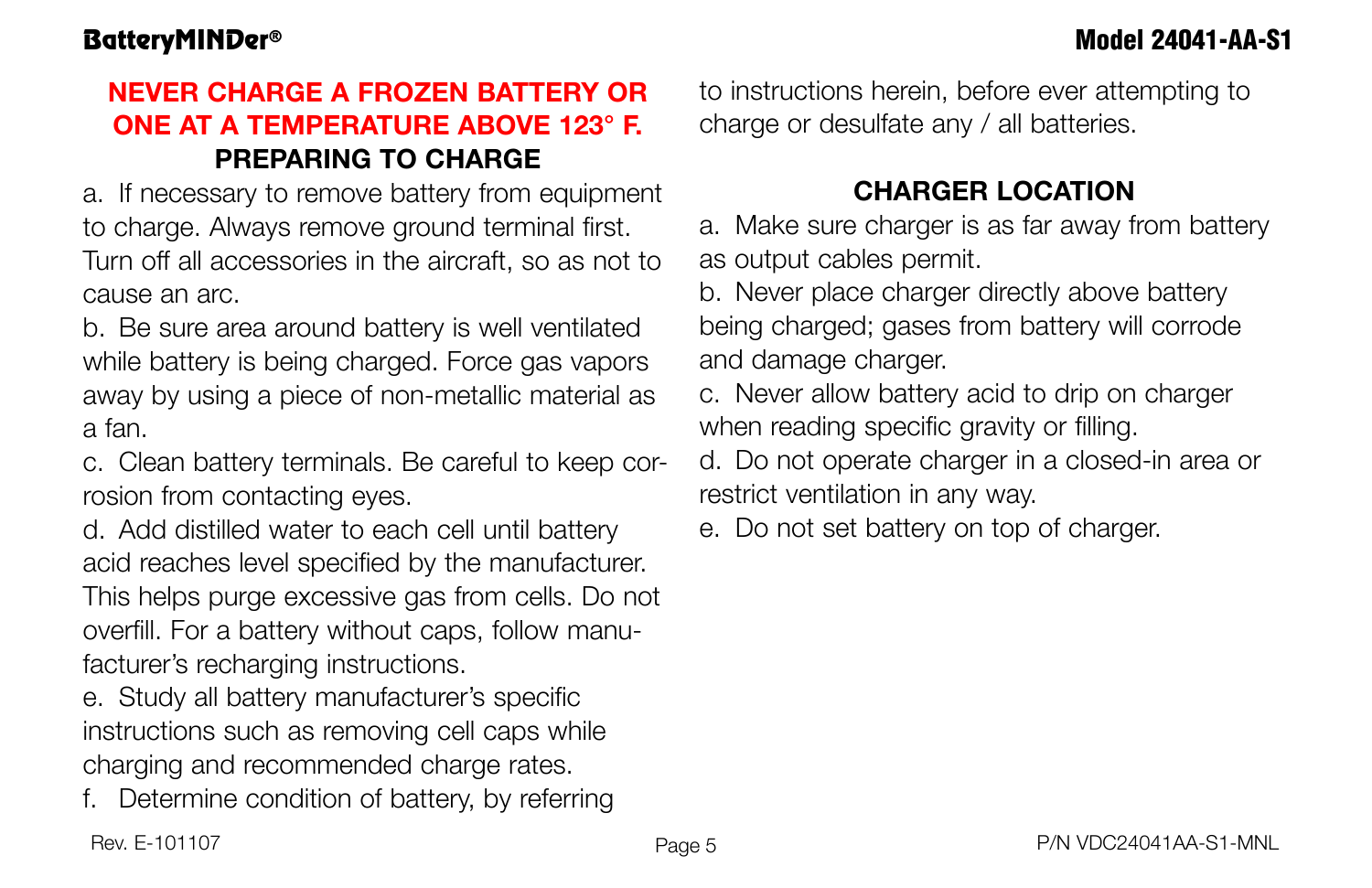**NEVER CHARGE A FROZEN BATTERY OR ONE AT A TEMPERATURE ABOVE 123° F.**

## PREPARING TO CHARGE

a. If necessary to remove battery from equipment to charge. Always remove ground terminal first. Turn off all accessories in the aircraft, so as not to cause an arc.

b. Be sure area around battery is well ventilated while battery is being charged. Force gas vapors away by using a piece of non-metallic material as a fan.

c. Clean battery terminals. Be careful to keep corrosion from contacting eyes.

d. Add distilled water to each cell until battery acid reaches level specified by the manufacturer. This helps purge excessive gas from cells. Do not overfill. For a battery without caps, follow manufacturer's recharging instructions.

e. Study all battery manufacturer's specific instructions such as removing cell caps while charging and recommended charge rates.

f. Determine condition of battery, by referring to instructions herein, before ever attempting to charge or desulfate any / all batteries.

## CHARGER LOCATION

a. Make sure charger is as far away from battery as output cables permit.

b. Never place charger directly above battery being charged; gases from battery will corrode and damage charger.

c. Never allow battery acid to drip on charger when reading specific gravity or filling.

d. Do not operate charger in a closed-in area or restrict ventilation in any way.

e. Do not set battery on top of charger.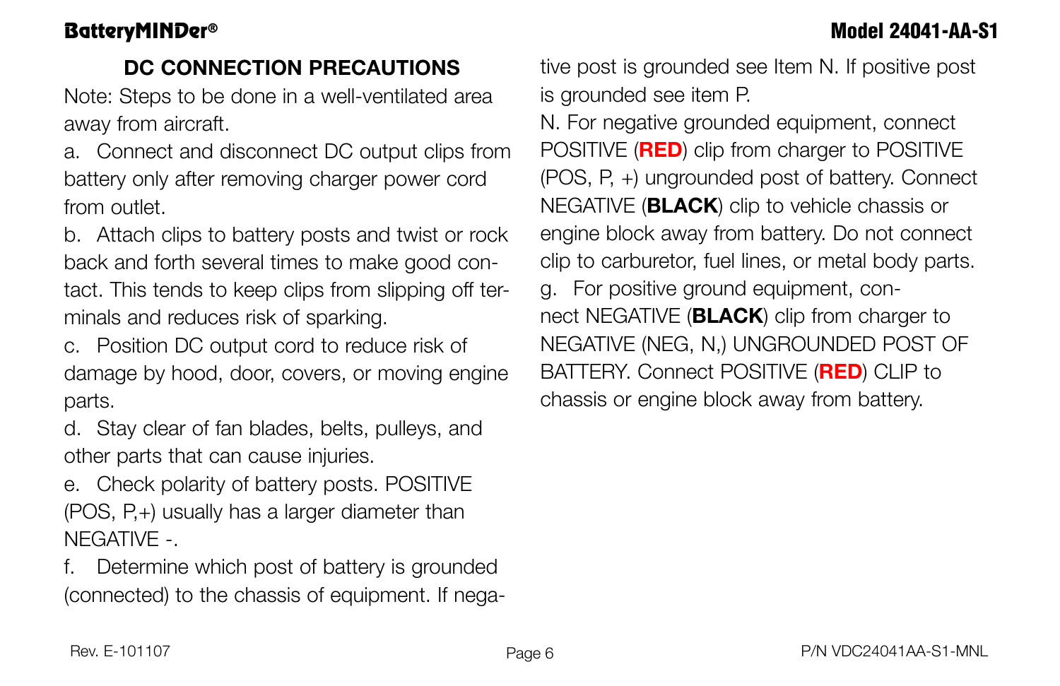## DC CONNECTION PRECAUTIONS

Note: Steps to be done in a well-ventilated area away from aircraft.

a. Connect and disconnect DC output clips from battery only after removing charger power cord from outlet.

b. Attach clips to battery posts and twist or rock back and forth several times to make good contact. This tends to keep clips from slipping off terminals and reduces risk of sparking.

c. Position DC output cord to reduce risk of damage by hood, door, covers, or moving engine parts.

d. Stay clear of fan blades, belts, pulleys, and other parts that can cause injuries.

e. Check polarity of battery posts. POSITIVE (POS, P,+) usually has a larger diameter than NEGATIVE -.

f. Determine which post of battery is grounded (connected) to the chassis of equipment. If negative post is grounded see Item N. If positive post is grounded see item P.

N. For negative grounded equipment, connect POSITIVE (**RED**) clip from charger to POSITIVE (POS, P, +) ungrounded post of battery. Connect NEGATIVE (**BLACK**) clip to vehicle chassis or engine block away from battery. Do not connect clip to carburetor, fuel lines, or metal body parts.

g. For positive ground equipment, connect NEGATIVE (**BLACK**) clip from charger to NEGATIVE (NEG, N,) UNGROUNDED POST OF BATTERY. Connect POSITIVE (**RED**) CLIP to chassis or engine block away from battery.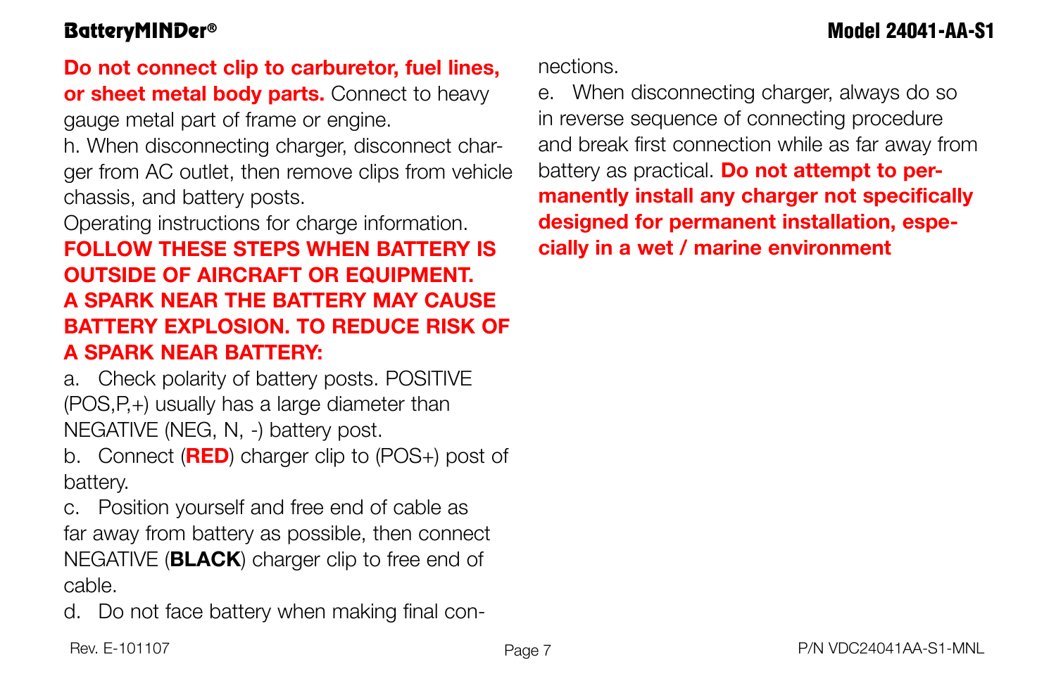**Do not connect clip to carburetor, fuel lines, or sheet metal body parts.** Connect to heavy gauge metal part of frame or engine.

h. When disconnecting charger, disconnect charger from AC outlet, then remove clips from vehicle chassis, and battery posts.

Operating instructions for charge information.

**FOLLOW THESE STEPS WHEN BATTERY IS OUTSIDE OF AIRCRAFT OR EQUIPMENT. A SPARK NEAR THE BATTERY MAY CAUSE BATTERY EXPLOSION. TO REDUCE RISK OF A SPARK NEAR BATTERY:**

a. Check polarity of battery posts. POSITIVE (POS,P,+) usually has a large diameter than NEGATIVE (NEG, N, -) battery post.

b. Connect (**RED**) charger clip to (POS+) post of battery.

c. Position yourself and free end of cable as far away from battery as possible, then connect NEGATIVE (**BLACK**) charger clip to free end of cable.

d. Do not face battery when making final connections.

e. When disconnecting charger, always do so in reverse sequence of connecting procedure and break first connection while as far away from battery as practical. **Do not attempt to permanently install any charger not specifically designed for permanent installation, especially in a wet / marine environment**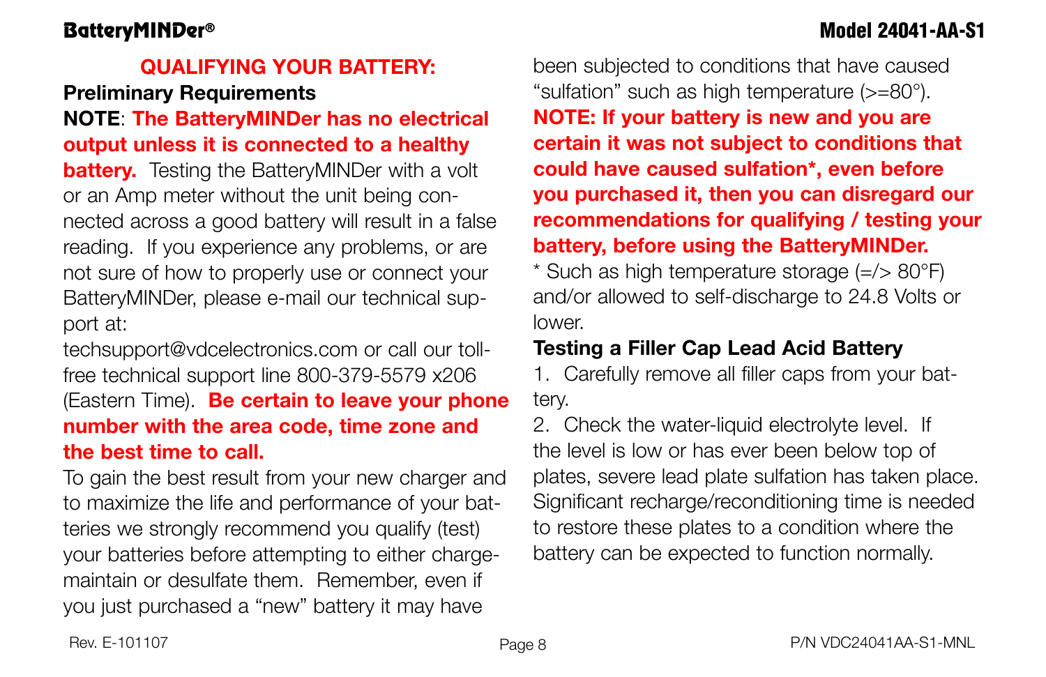## QUALIFYING YOUR BATTERY:

### Preliminary Requirements

**NOTE**: **The BatteryMINDer has no electrical output unless it is connected to a healthy battery.** Testing the BatteryMINDer with a volt or an Amp meter without the unit being connected across a good battery will result in a false reading. If you experience any problems, or are not sure of how to properly use or connect your BatteryMINDer, please e-mail our technical support at:

techsupport@vdcelectronics.com or call our toll-free technical support line 800-379-5579 x206 (Eastern Time). **Be certain to leave your phone number with the area code, time zone and the best time to call.**

To gain the best result from your new charger and to maximize the life and performance of your batteries we strongly recommend you qualify (test) your batteries before attempting to either charge-maintain or desulfate them. Remember, even if you just purchased a "new" battery it may have been subjected to conditions that have caused "sulfation" such as high temperature (>=80°).

**NOTE: If your battery is new and you are certain it was not subject to conditions that could have caused sulfation*, even before you purchased it, then you can disregard our recommendations for qualifying / testing your battery, before using the BatteryMINDer.**

* Such as high temperature storage (=/> 80°F) and/or allowed to self-discharge to 24.8 Volts or lower.

### Testing a Filler Cap Lead Acid Battery

1. Carefully remove all filler caps from your battery.
2. Check the water-liquid electrolyte level. If the level is low or has ever been below top of plates, severe lead plate sulfation has taken place. Significant recharge/reconditioning time is needed to restore these plates to a condition where the battery can be expected to function normally.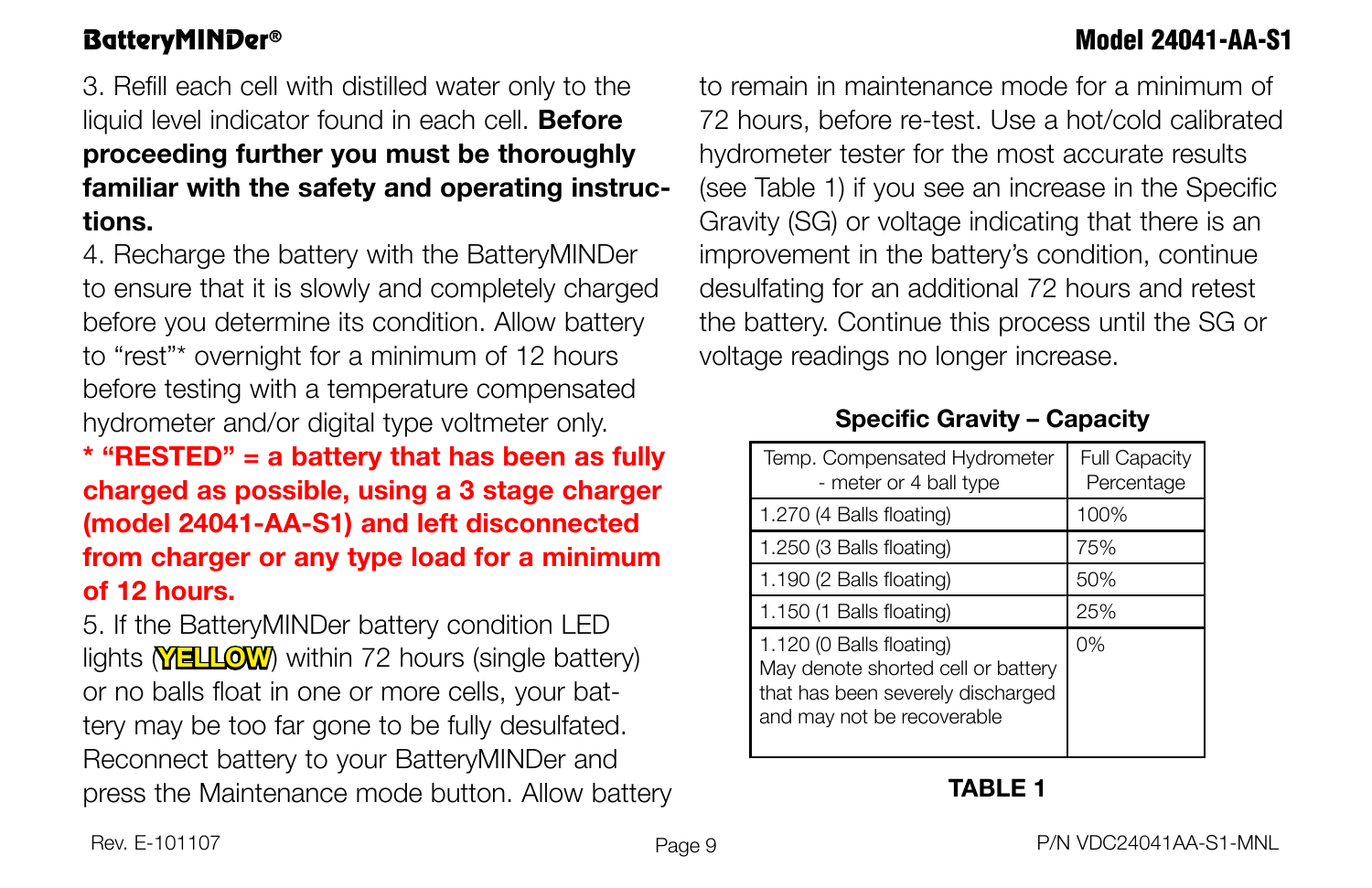3. Refill each cell with distilled water only to the liquid level indicator found in each cell. **Before proceeding further you must be thoroughly familiar with the safety and operating instructions.**

4. Recharge the battery with the BatteryMINDer to ensure that it is slowly and completely charged before you determine its condition. Allow battery to "rest"* overnight for a minimum of 12 hours before testing with a temperature compensated hydrometer and/or digital type voltmeter only.

*** "RESTED" = a battery that has been as fully charged as possible, using a 3 stage charger (model 24041-AA-S1) and left disconnected from charger or any type load for a minimum of 12 hours.**

5. If the BatteryMINDer battery condition LED lights (**YELLOW**) within 72 hours (single battery) or no balls float in one or more cells, your battery may be too far gone to be fully desulfated. Reconnect battery to your BatteryMINDer and press the Maintenance mode button. Allow battery to remain in maintenance mode for a minimum of 72 hours, before re-test. Use a hot/cold calibrated hydrometer tester for the most accurate results (see Table 1) if you see an increase in the Specific Gravity (SG) or voltage indicating that there is an improvement in the battery's condition, continue desulfating for an additional 72 hours and retest the battery. Continue this process until the SG or voltage readings no longer increase.

**Specific Gravity – Capacity**

| Temp. Compensated Hydrometer - meter or 4 ball type | Full Capacity Percentage |
|---|---|
| 1.270 (4 Balls floating) | 100% |
| 1.250 (3 Balls floating) | 75% |
| 1.190 (2 Balls floating) | 50% |
| 1.150 (1 Balls floating) | 25% |
| 1.120 (0 Balls floating) May denote shorted cell or battery that has been severely discharged and may not be recoverable | 0% |

**TABLE 1**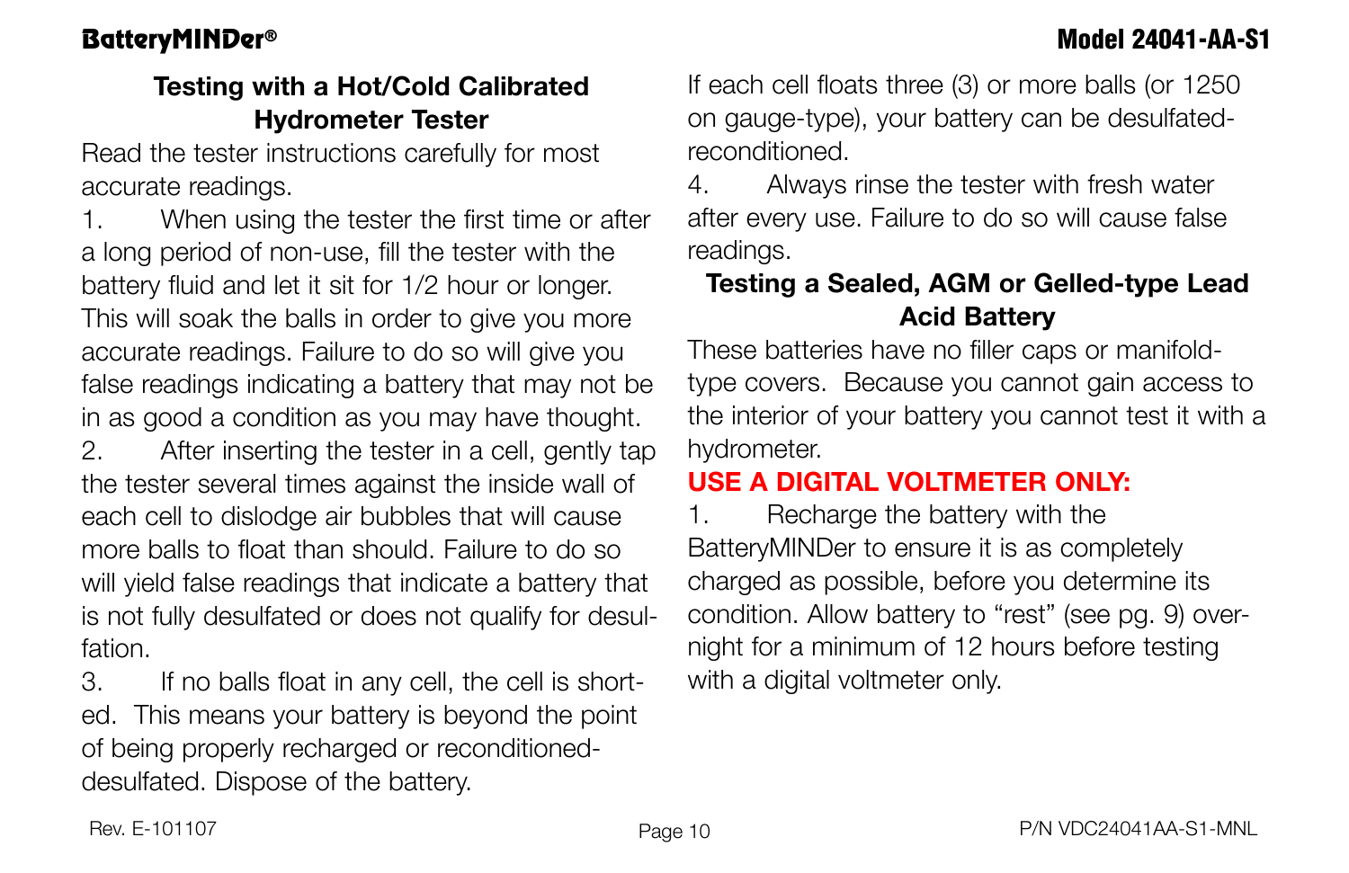## Testing with a Hot/Cold Calibrated Hydrometer Tester

Read the tester instructions carefully for most accurate readings.

1. When using the tester the first time or after a long period of non-use, fill the tester with the battery fluid and let it sit for 1/2 hour or longer. This will soak the balls in order to give you more accurate readings. Failure to do so will give you false readings indicating a battery that may not be in as good a condition as you may have thought.
2. After inserting the tester in a cell, gently tap the tester several times against the inside wall of each cell to dislodge air bubbles that will cause more balls to float than should. Failure to do so will yield false readings that indicate a battery that is not fully desulfated or does not qualify for desulfation.
3. If no balls float in any cell, the cell is shorted. This means your battery is beyond the point of being properly recharged or reconditioned-desulfated. Dispose of the battery.

If each cell floats three (3) or more balls (or 1250 on gauge-type), your battery can be desulfated-reconditioned.

4. Always rinse the tester with fresh water after every use. Failure to do so will cause false readings.

## Testing a Sealed, AGM or Gelled-type Lead Acid Battery

These batteries have no filler caps or manifold-type covers. Because you cannot gain access to the interior of your battery you cannot test it with a hydrometer.

**USE A DIGITAL VOLTMETER ONLY:**

1. Recharge the battery with the BatteryMINDer to ensure it is as completely charged as possible, before you determine its condition. Allow battery to "rest" (see pg. 9) overnight for a minimum of 12 hours before testing with a digital voltmeter only.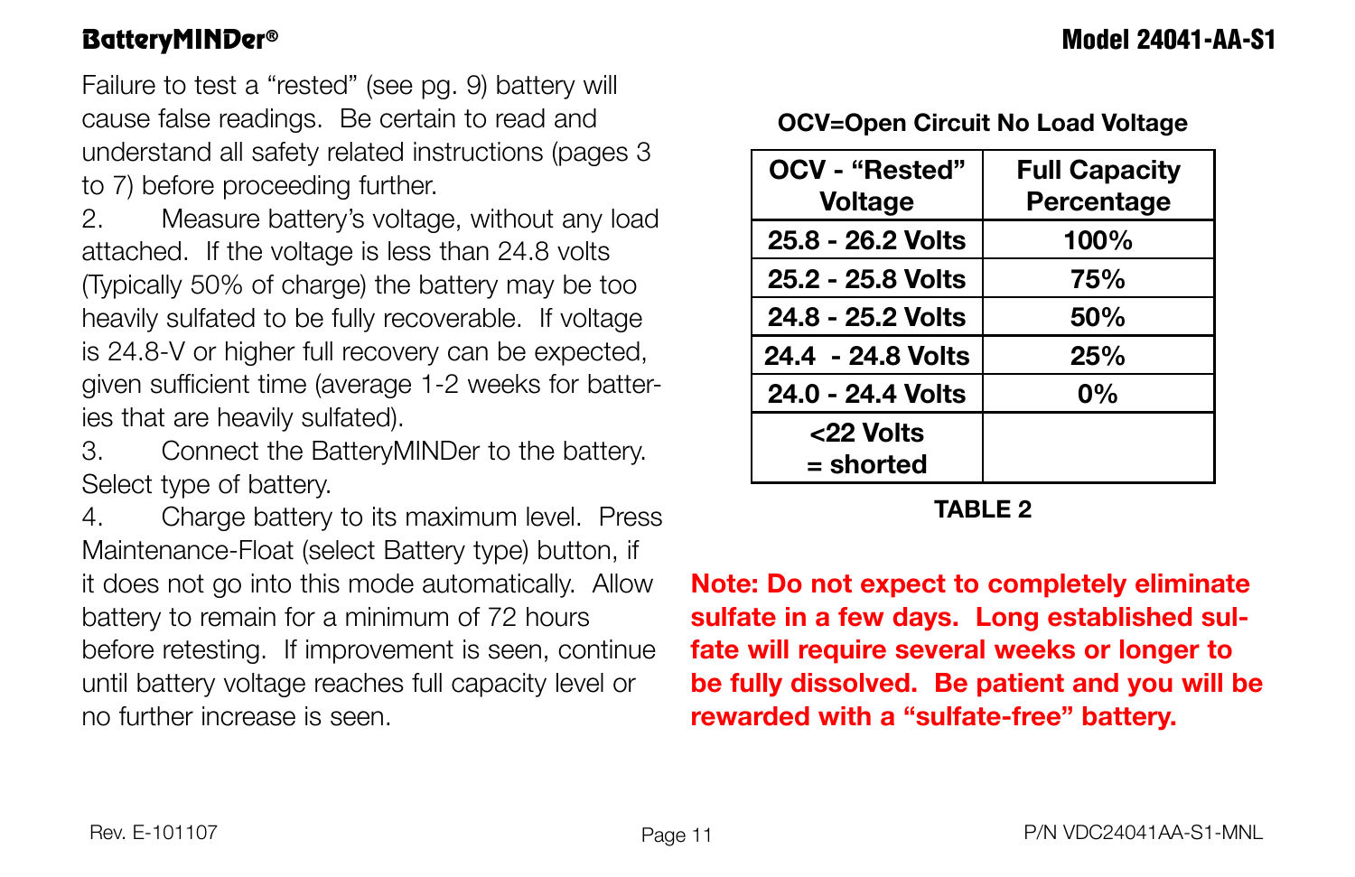Failure to test a “rested” (see pg. 9) battery will cause false readings. Be certain to read and understand all safety related instructions (pages 3 to 7) before proceeding further.

2. Measure battery’s voltage, without any load attached. If the voltage is less than 24.8 volts (Typically 50% of charge) the battery may be too heavily sulfated to be fully recoverable. If voltage is 24.8-V or higher full recovery can be expected, given sufficient time (average 1-2 weeks for batteries that are heavily sulfated).

3. Connect the BatteryMINDer to the battery. Select type of battery.

4. Charge battery to its maximum level. Press Maintenance-Float (select Battery type) button, if it does not go into this mode automatically. Allow battery to remain for a minimum of 72 hours before retesting. If improvement is seen, continue until battery voltage reaches full capacity level or no further increase is seen.

**OCV=Open Circuit No Load Voltage**

| OCV - “Rested” Voltage | Full Capacity Percentage |
|---|---|
| 25.8 - 26.2 Volts | 100% |
| 25.2 - 25.8 Volts | 75% |
| 24.8 - 25.2 Volts | 50% |
| 24.4 - 24.8 Volts | 25% |
| 24.0 - 24.4 Volts | 0% |
| <22 Volts = shorted | |

**TABLE 2**

**Note: Do not expect to completely eliminate sulfate in a few days. Long established sulfate will require several weeks or longer to be fully dissolved. Be patient and you will be rewarded with a “sulfate-free” battery.**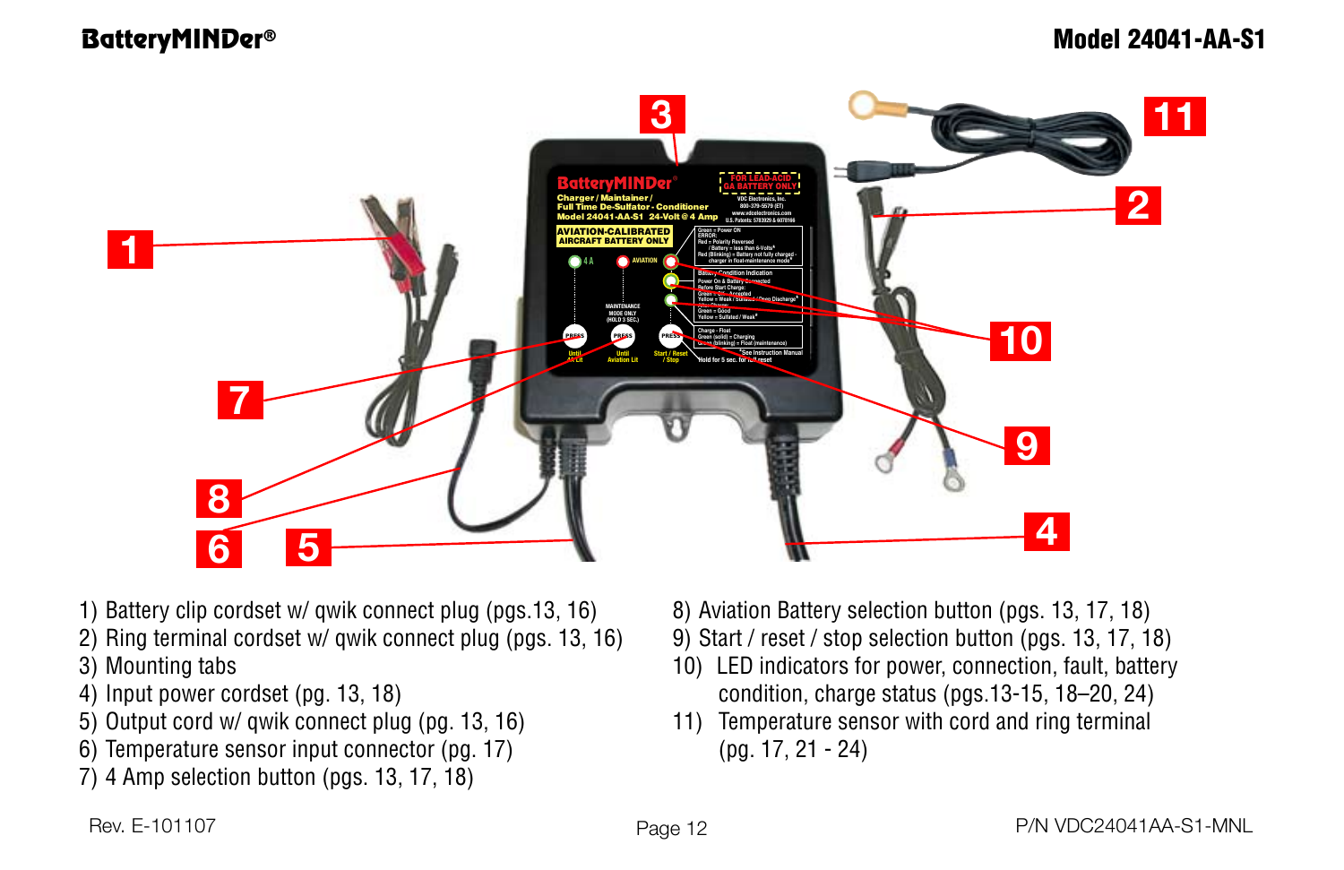1) Battery clip cordset w/ qwik connect plug (pgs.13, 16)
2) Ring terminal cordset w/ qwik connect plug (pgs. 13, 16)
3) Mounting tabs
4) Input power cordset (pg. 13, 18)
5) Output cord w/ qwik connect plug (pg. 13, 16)
6) Temperature sensor input connector (pg. 17)
7) 4 Amp selection button (pgs. 13, 17, 18)
8) Aviation Battery selection button (pgs. 13, 17, 18)
9) Start / reset / stop selection button (pgs. 13, 17, 18)
10) LED indicators for power, connection, fault, battery condition, charge status (pgs.13-15, 18–20, 24)
11) Temperature sensor with cord and ring terminal (pg. 17, 21 - 24)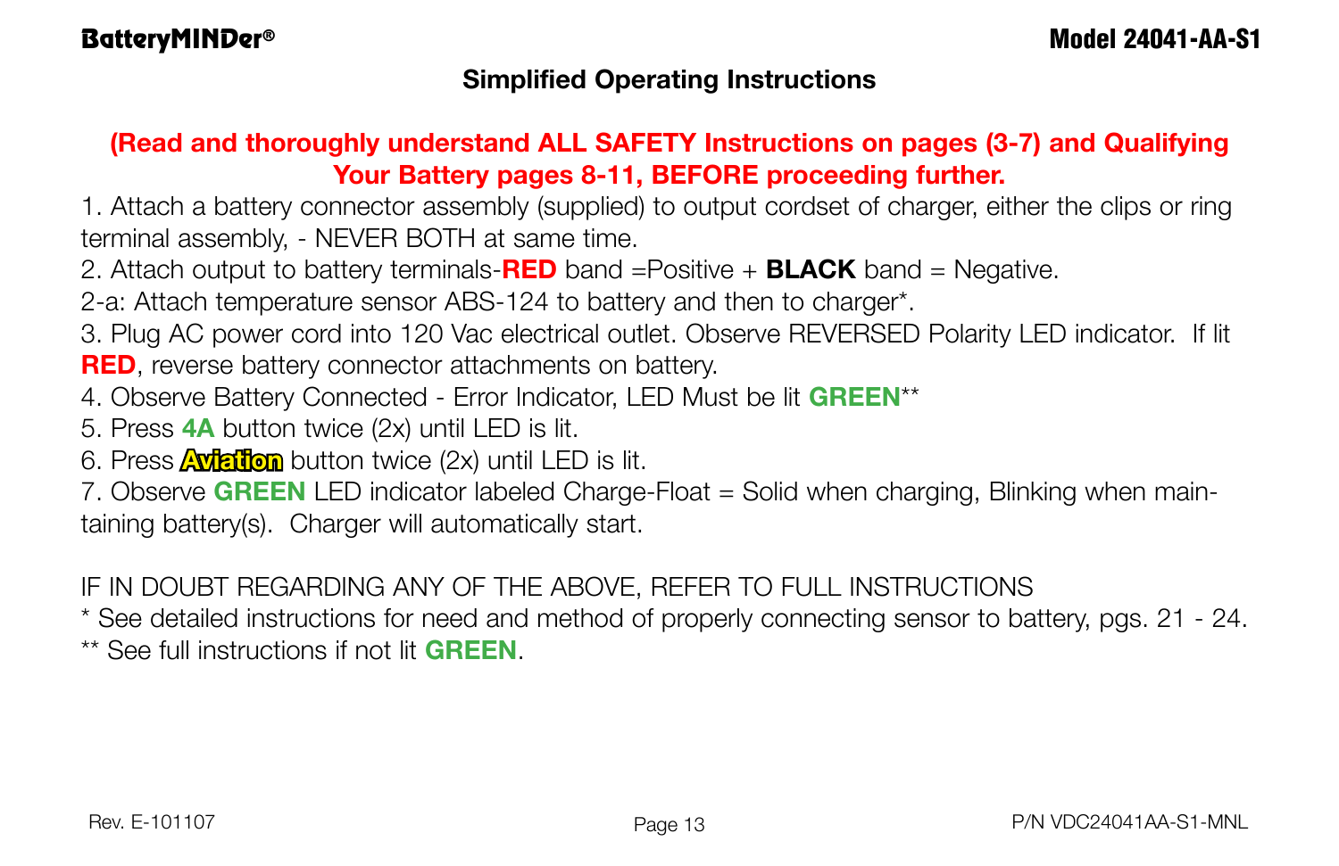## Simplified Operating Instructions

**(Read and thoroughly understand ALL SAFETY Instructions on pages (3-7) and Qualifying Your Battery pages 8-11, BEFORE proceeding further.**

1. Attach a battery connector assembly (supplied) to output cordset of charger, either the clips or ring terminal assembly, - NEVER BOTH at same time.
2. Attach output to battery terminals-**RED** band =Positive + **BLACK** band = Negative.

2-a: Attach temperature sensor ABS-124 to battery and then to charger*.

3. Plug AC power cord into 120 Vac electrical outlet. Observe REVERSED Polarity LED indicator. If lit **RED**, reverse battery connector attachments on battery.
4. Observe Battery Connected - Error Indicator, LED Must be lit **GREEN****
5. Press **4A** button twice (2x) until LED is lit.
6. Press **Aviation** button twice (2x) until LED is lit.
7. Observe **GREEN** LED indicator labeled Charge-Float = Solid when charging, Blinking when maintaining battery(s). Charger will automatically start.

IF IN DOUBT REGARDING ANY OF THE ABOVE, REFER TO FULL INSTRUCTIONS

* See detailed instructions for need and method of properly connecting sensor to battery, pgs. 21 - 24.

** See full instructions if not lit **GREEN**.

Rev. E-101107

P/N VDC24041AA-S1-MNL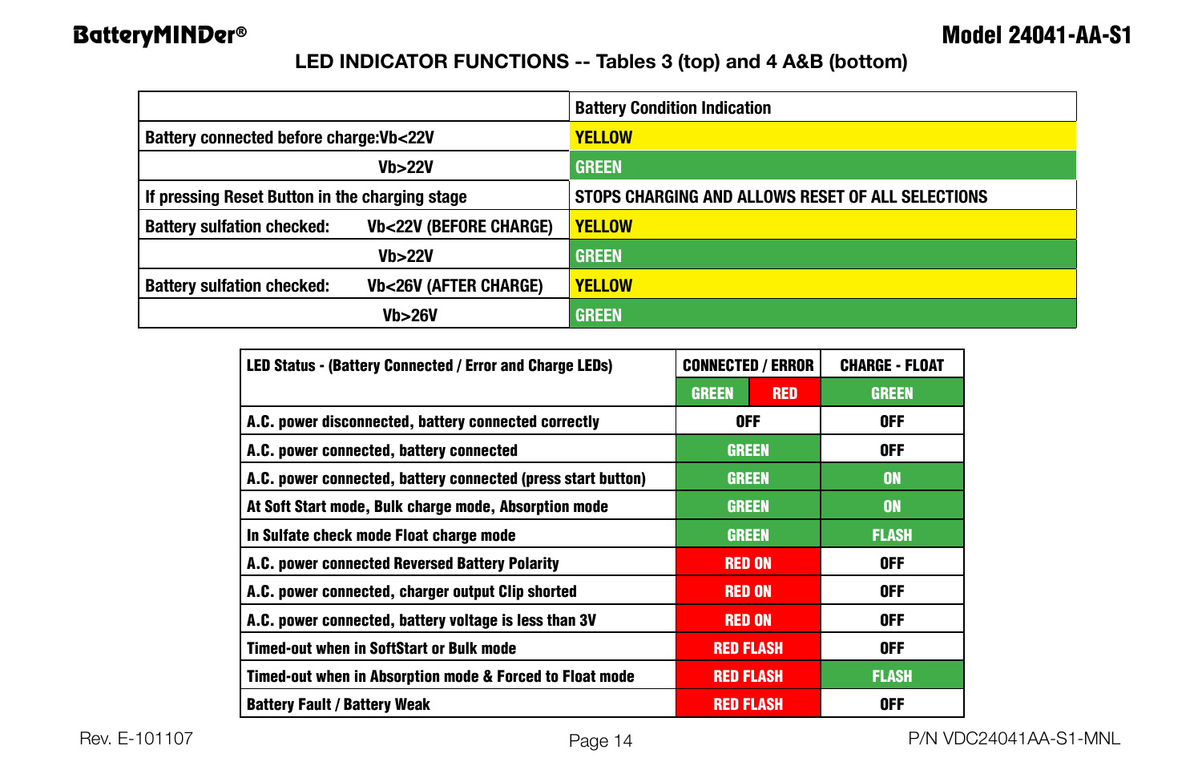## LED INDICATOR FUNCTIONS -- Tables 3 (top) and 4 A&B (bottom)

| | Battery Condition Indication |
|---|---|
| Battery connected before charge:Vb<22V | YELLOW |
| Vb>22V | GREEN |
| If pressing Reset Button in the charging stage | STOPS CHARGING AND ALLOWS RESET OF ALL SELECTIONS |
| Battery sulfation checked: Vb<22V (BEFORE CHARGE) | YELLOW |
| Vb>22V | GREEN |
| Battery sulfation checked: Vb<26V (AFTER CHARGE) | YELLOW |
| Vb>26V | GREEN |

| LED Status - (Battery Connected / Error and Charge LEDs) | CONNECTED / ERROR | | CHARGE - FLOAT |
|---|---|---|---|
| | GREEN | RED | GREEN |
| A.C. power disconnected, battery connected correctly | OFF | | OFF |
| A.C. power connected, battery connected | GREEN | | OFF |
| A.C. power connected, battery connected (press start button) | GREEN | | ON |
| At Soft Start mode, Bulk charge mode, Absorption mode | GREEN | | ON |
| In Sulfate check mode Float charge mode | GREEN | | FLASH |
| A.C. power connected Reversed Battery Polarity | | RED ON | OFF |
| A.C. power connected, charger output Clip shorted | | RED ON | OFF |
| A.C. power connected, battery voltage is less than 3V | | RED ON | OFF |
| Timed-out when in SoftStart or Bulk mode | | RED FLASH | OFF |
| Timed-out when in Absorption mode & Forced to Float mode | | RED FLASH | FLASH |
| Battery Fault / Battery Weak | | RED FLASH | OFF |

Rev. E-101107

P/N VDC24041AA-S1-MNL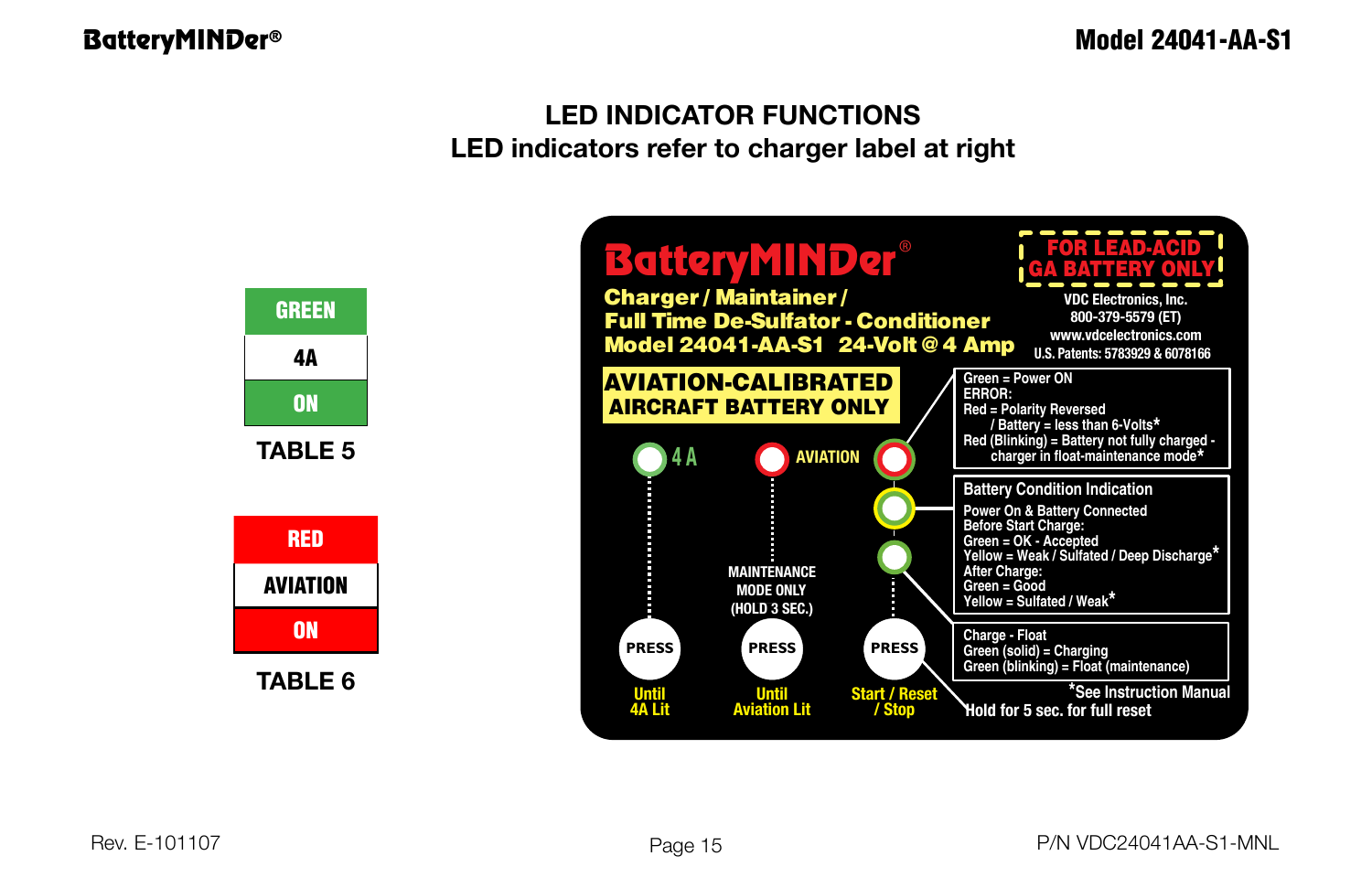## LED INDICATOR FUNCTIONS

### LED indicators refer to charger label at right

| GREEN |
|---|
| 4A |
| ON |

TABLE 5

| RED |
|---|
| AVIATION |
| ON |

TABLE 6

**BatteryMINDer®**

**Charger / Maintainer / Full Time De-Sulfator - Conditioner**
**Model 24041-AA-S1 24-Volt @ 4 Amp**

**FOR LEAD-ACID GA BATTERY ONLY**

VDC Electronics, Inc.
800-379-5579 (ET)
www.vdcelectronics.com
U.S. Patents: 5783929 & 6078166

**AVIATION-CALIBRATED AIRCRAFT BATTERY ONLY**

4 A — PRESS Until 4A Lit

AVIATION — MAINTENANCE MODE ONLY (HOLD 3 SEC.) — PRESS Until Aviation Lit

PRESS Start / Reset / Stop — Hold for 5 sec. for full reset

Green = Power ON
ERROR:
Red = Polarity Reversed
/ Battery = less than 6-Volts*
Red (Blinking) = Battery not fully charged - charger in float-maintenance mode*

**Battery Condition Indication**
Power On & Battery Connected
Before Start Charge:
Green = OK - Accepted
Yellow = Weak / Sulfated / Deep Discharge*
After Charge:
Green = Good
Yellow = Sulfated / Weak*

Charge - Float
Green (solid) = Charging
Green (blinking) = Float (maintenance)

*See Instruction Manual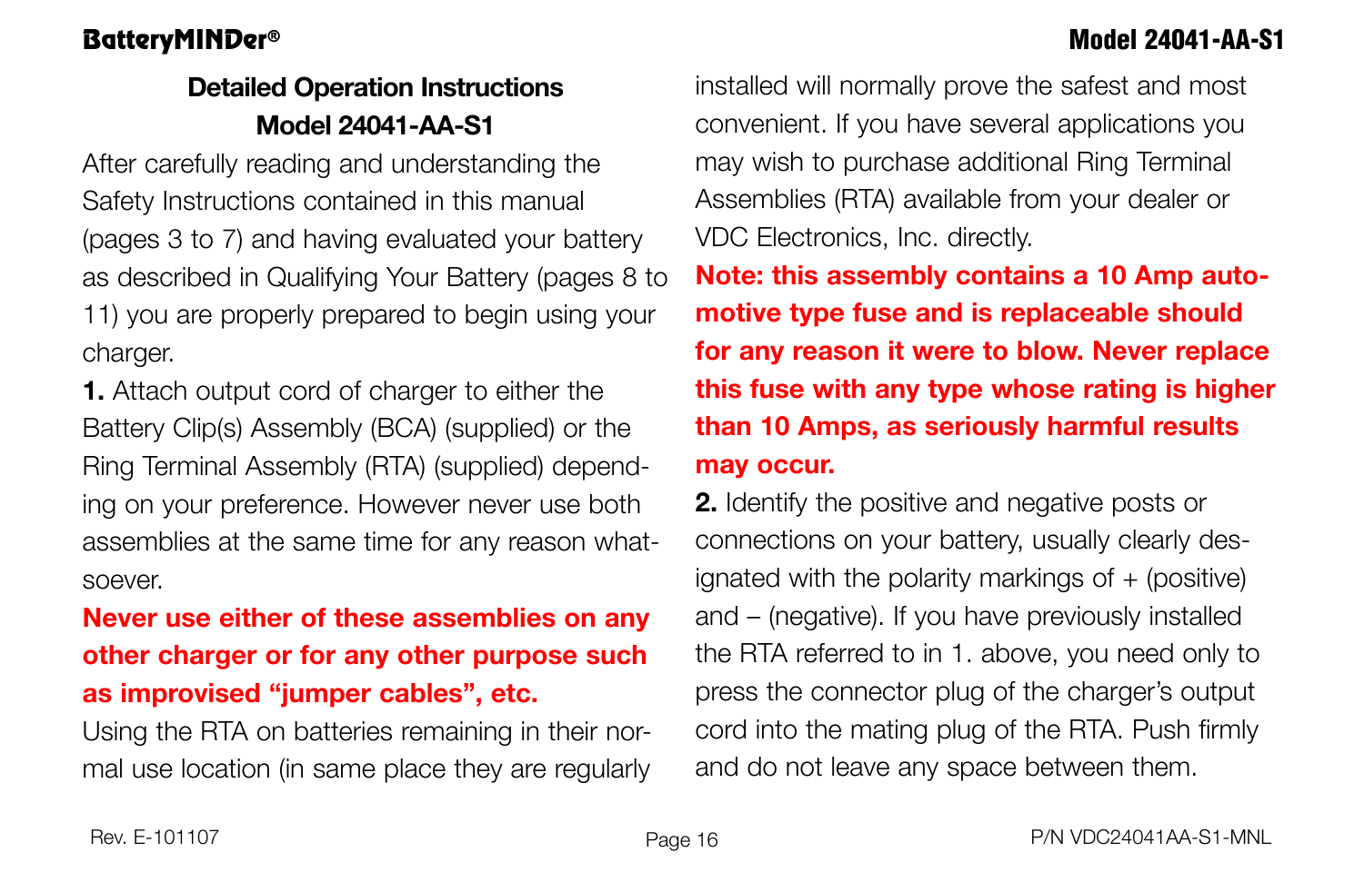## Detailed Operation Instructions
## Model 24041-AA-S1

After carefully reading and understanding the Safety Instructions contained in this manual (pages 3 to 7) and having evaluated your battery as described in Qualifying Your Battery (pages 8 to 11) you are properly prepared to begin using your charger.

**1.** Attach output cord of charger to either the Battery Clip(s) Assembly (BCA) (supplied) or the Ring Terminal Assembly (RTA) (supplied) depending on your preference. However never use both assemblies at the same time for any reason whatsoever.

**Never use either of these assemblies on any other charger or for any other purpose such as improvised "jumper cables", etc.**

Using the RTA on batteries remaining in their normal use location (in same place they are regularly installed will normally prove the safest and most convenient. If you have several applications you may wish to purchase additional Ring Terminal Assemblies (RTA) available from your dealer or VDC Electronics, Inc. directly.

**Note: this assembly contains a 10 Amp automotive type fuse and is replaceable should for any reason it were to blow. Never replace this fuse with any type whose rating is higher than 10 Amps, as seriously harmful results may occur.**

**2.** Identify the positive and negative posts or connections on your battery, usually clearly designated with the polarity markings of + (positive) and – (negative). If you have previously installed the RTA referred to in 1. above, you need only to press the connector plug of the charger's output cord into the mating plug of the RTA. Push firmly and do not leave any space between them.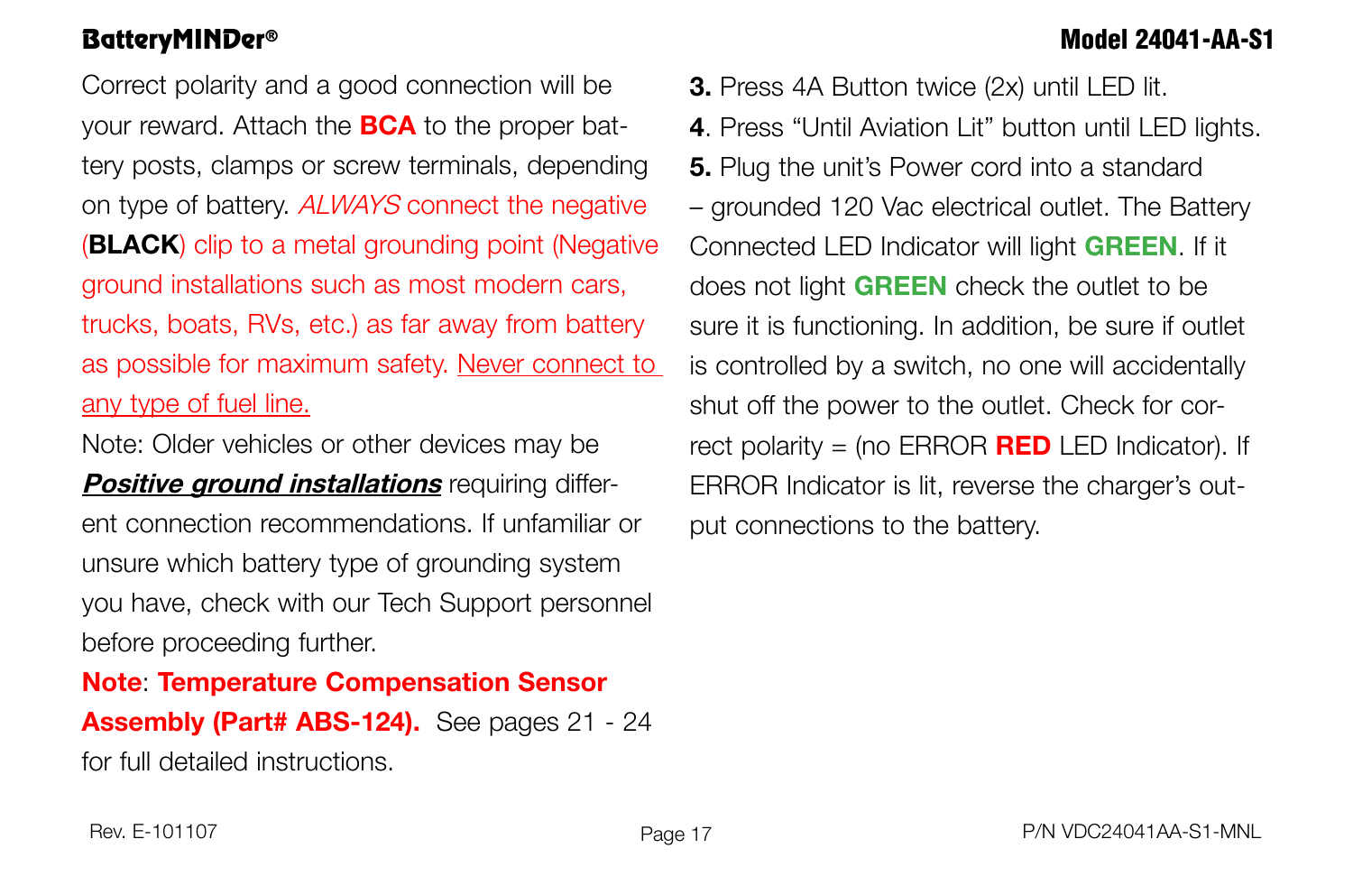Correct polarity and a good connection will be your reward. Attach the **BCA** to the proper battery posts, clamps or screw terminals, depending on type of battery. *ALWAYS* connect the negative (**BLACK**) clip to a metal grounding point (Negative ground installations such as most modern cars, trucks, boats, RVs, etc.) as far away from battery as possible for maximum safety. <u>Never connect to any type of fuel line.</u>

Note: Older vehicles or other devices may be ***<u>Positive ground installations</u>*** requiring different connection recommendations. If unfamiliar or unsure which battery type of grounding system you have, check with our Tech Support personnel before proceeding further.

**Note**: **Temperature Compensation Sensor Assembly (Part# ABS-124).** See pages 21 - 24 for full detailed instructions.

**3.** Press 4A Button twice (2x) until LED lit.

**4**. Press "Until Aviation Lit" button until LED lights.

**5.** Plug the unit's Power cord into a standard – grounded 120 Vac electrical outlet. The Battery Connected LED Indicator will light **GREEN**. If it does not light **GREEN** check the outlet to be sure it is functioning. In addition, be sure if outlet is controlled by a switch, no one will accidentally shut off the power to the outlet. Check for correct polarity = (no ERROR **RED** LED Indicator). If ERROR Indicator is lit, reverse the charger's output connections to the battery.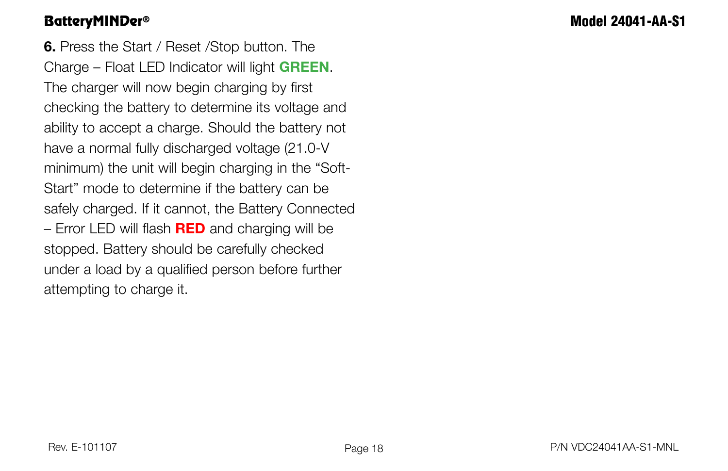**6.** Press the Start / Reset /Stop button. The Charge – Float LED Indicator will light **GREEN**. The charger will now begin charging by first checking the battery to determine its voltage and ability to accept a charge. Should the battery not have a normal fully discharged voltage (21.0-V minimum) the unit will begin charging in the "Soft-Start" mode to determine if the battery can be safely charged. If it cannot, the Battery Connected – Error LED will flash **RED** and charging will be stopped. Battery should be carefully checked under a load by a qualified person before further attempting to charge it.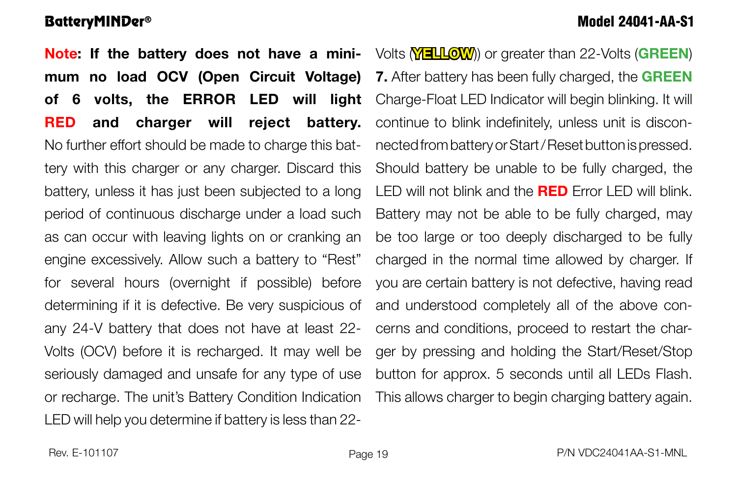**Note: If the battery does not have a minimum no load OCV (Open Circuit Voltage) of 6 volts, the ERROR LED will light RED and charger will reject battery.** No further effort should be made to charge this battery with this charger or any charger. Discard this battery, unless it has just been subjected to a long period of continuous discharge under a load such as can occur with leaving lights on or cranking an engine excessively. Allow such a battery to "Rest" for several hours (overnight if possible) before determining if it is defective. Be very suspicious of any 24-V battery that does not have at least 22-Volts (OCV) before it is recharged. It may well be seriously damaged and unsafe for any type of use or recharge. The unit's Battery Condition Indication LED will help you determine if battery is less than 22-Volts (**YELLOW**) or greater than 22-Volts (**GREEN**)

**7.** After battery has been fully charged, the **GREEN** Charge-Float LED Indicator will begin blinking. It will continue to blink indefinitely, unless unit is disconnected from battery or Start / Reset button is pressed. Should battery be unable to be fully charged, the LED will not blink and the **RED** Error LED will blink. Battery may not be able to be fully charged, may be too large or too deeply discharged to be fully charged in the normal time allowed by charger. If you are certain battery is not defective, having read and understood completely all of the above concerns and conditions, proceed to restart the charger by pressing and holding the Start/Reset/Stop button for approx. 5 seconds until all LEDs Flash. This allows charger to begin charging battery again.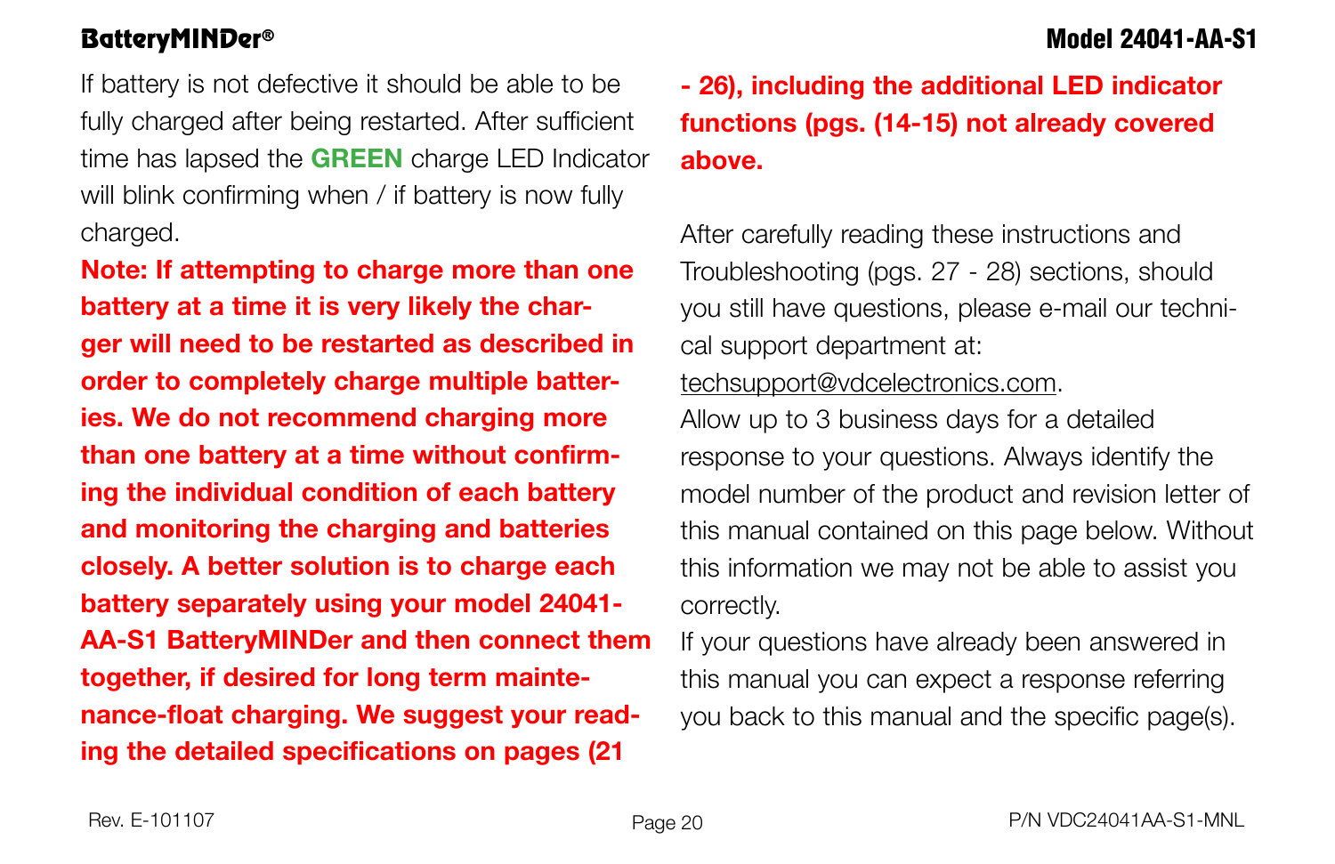If battery is not defective it should be able to be fully charged after being restarted. After sufficient time has lapsed the **GREEN** charge LED Indicator will blink confirming when / if battery is now fully charged.

**Note: If attempting to charge more than one battery at a time it is very likely the charger will need to be restarted as described in order to completely charge multiple batteries. We do not recommend charging more than one battery at a time without confirming the individual condition of each battery and monitoring the charging and batteries closely. A better solution is to charge each battery separately using your model 24041-AA-S1 BatteryMINDer and then connect them together, if desired for long term maintenance-float charging. We suggest your reading the detailed specifications on pages (21 - 26), including the additional LED indicator functions (pgs. (14-15) not already covered above.**

After carefully reading these instructions and Troubleshooting (pgs. 27 - 28) sections, should you still have questions, please e-mail our technical support department at:
techsupport@vdcelectronics.com.
Allow up to 3 business days for a detailed response to your questions. Always identify the model number of the product and revision letter of this manual contained on this page below. Without this information we may not be able to assist you correctly.
If your questions have already been answered in this manual you can expect a response referring you back to this manual and the specific page(s).

Rev. E-101107

P/N VDC24041AA-S1-MNL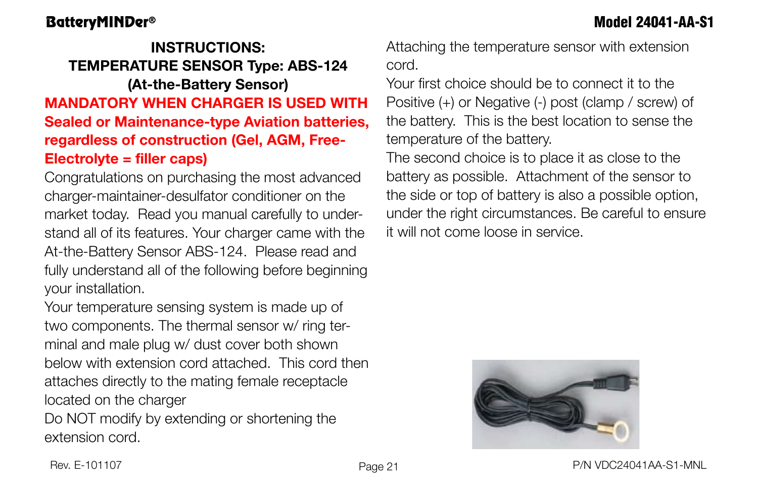**INSTRUCTIONS:**
**TEMPERATURE SENSOR Type: ABS-124**
**(At-the-Battery Sensor)**

**MANDATORY WHEN CHARGER IS USED WITH Sealed or Maintenance-type Aviation batteries, regardless of construction (Gel, AGM, Free-Electrolyte = filler caps)**

Congratulations on purchasing the most advanced charger-maintainer-desulfator conditioner on the market today. Read you manual carefully to understand all of its features. Your charger came with the At-the-Battery Sensor ABS-124. Please read and fully understand all of the following before beginning your installation.

Your temperature sensing system is made up of two components. The thermal sensor w/ ring terminal and male plug w/ dust cover both shown below with extension cord attached. This cord then attaches directly to the mating female receptacle located on the charger

Do NOT modify by extending or shortening the extension cord.

Attaching the temperature sensor with extension cord.

Your first choice should be to connect it to the Positive (+) or Negative (-) post (clamp / screw) of the battery. This is the best location to sense the temperature of the battery.

The second choice is to place it as close to the battery as possible. Attachment of the sensor to the side or top of battery is also a possible option, under the right circumstances. Be careful to ensure it will not come loose in service.

Rev. E-101107

P/N VDC24041AA-S1-MNL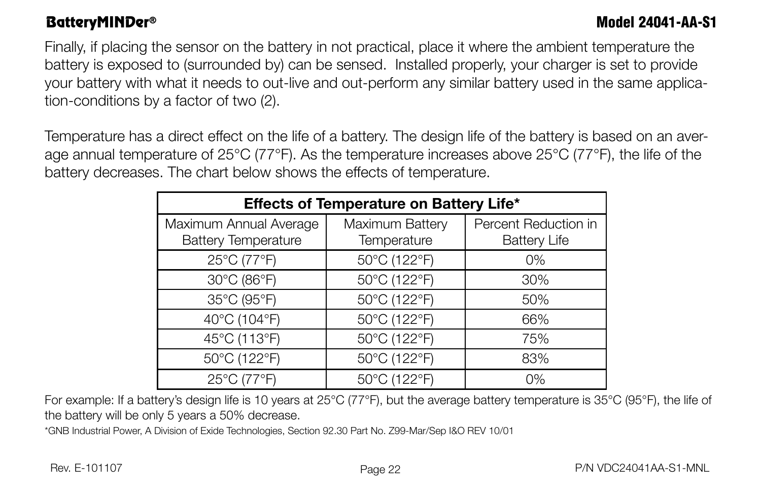Finally, if placing the sensor on the battery in not practical, place it where the ambient temperature the battery is exposed to (surrounded by) can be sensed. Installed properly, your charger is set to provide your battery with what it needs to out-live and out-perform any similar battery used in the same application-conditions by a factor of two (2).

Temperature has a direct effect on the life of a battery. The design life of the battery is based on an average annual temperature of 25°C (77°F). As the temperature increases above 25°C (77°F), the life of the battery decreases. The chart below shows the effects of temperature.

| **Effects of Temperature on Battery Life*** | | |
|---|---|---|
| Maximum Annual Average Battery Temperature | Maximum Battery Temperature | Percent Reduction in Battery Life |
| 25°C (77°F) | 50°C (122°F) | 0% |
| 30°C (86°F) | 50°C (122°F) | 30% |
| 35°C (95°F) | 50°C (122°F) | 50% |
| 40°C (104°F) | 50°C (122°F) | 66% |
| 45°C (113°F) | 50°C (122°F) | 75% |
| 50°C (122°F) | 50°C (122°F) | 83% |
| 25°C (77°F) | 50°C (122°F) | 0% |

For example: If a battery's design life is 10 years at 25°C (77°F), but the average battery temperature is 35°C (95°F), the life of the battery will be only 5 years a 50% decrease.

*GNB Industrial Power, A Division of Exide Technologies, Section 92.30 Part No. Z99-Mar/Sep I&O REV 10/01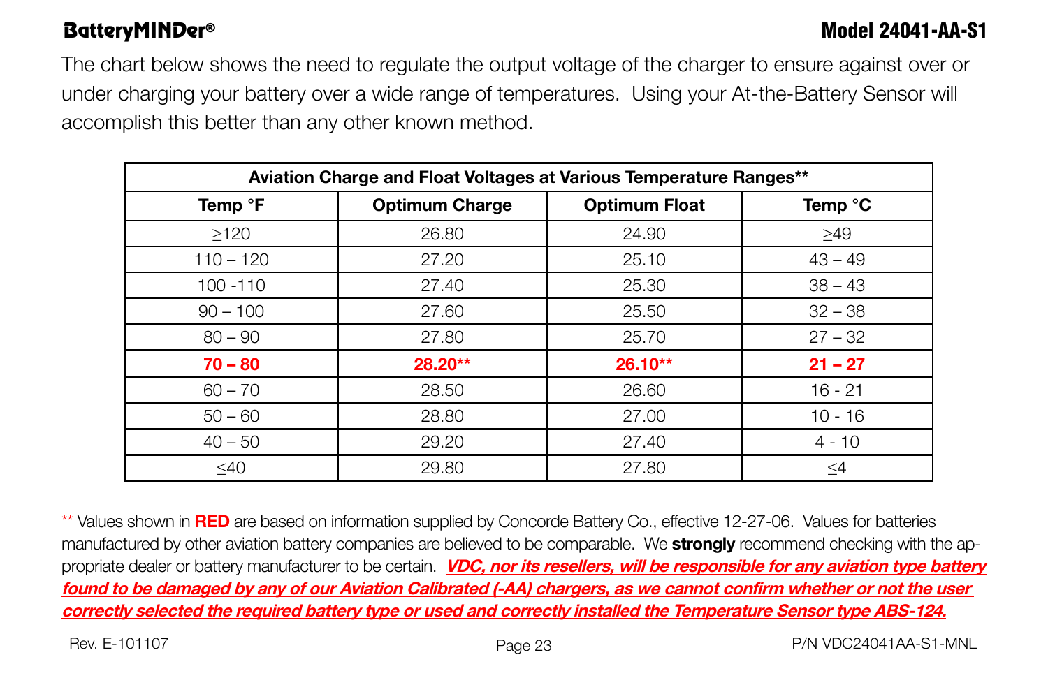The chart below shows the need to regulate the output voltage of the charger to ensure against over or under charging your battery over a wide range of temperatures. Using your At-the-Battery Sensor will accomplish this better than any other known method.

| Aviation Charge and Float Voltages at Various Temperature Ranges** | | | |
|---|---|---|---|
| **Temp °F** | **Optimum Charge** | **Optimum Float** | **Temp °C** |
| ≥120 | 26.80 | 24.90 | ≥49 |
| 110 – 120 | 27.20 | 25.10 | 43 – 49 |
| 100 -110 | 27.40 | 25.30 | 38 – 43 |
| 90 – 100 | 27.60 | 25.50 | 32 – 38 |
| 80 – 90 | 27.80 | 25.70 | 27 – 32 |
| **70 – 80** | **28.20**** | **26.10**** | **21 – 27** |
| 60 – 70 | 28.50 | 26.60 | 16 - 21 |
| 50 – 60 | 28.80 | 27.00 | 10 - 16 |
| 40 – 50 | 29.20 | 27.40 | 4 - 10 |
| ≤40 | 29.80 | 27.80 | ≤4 |

** Values shown in **RED** are based on information supplied by Concorde Battery Co., effective 12-27-06. Values for batteries manufactured by other aviation battery companies are believed to be comparable. We **strongly** recommend checking with the appropriate dealer or battery manufacturer to be certain. ***VDC, nor its resellers, will be responsible for any aviation type battery found to be damaged by any of our Aviation Calibrated (-AA) chargers, as we cannot confirm whether or not the user correctly selected the required battery type or used and correctly installed the Temperature Sensor type ABS-124.***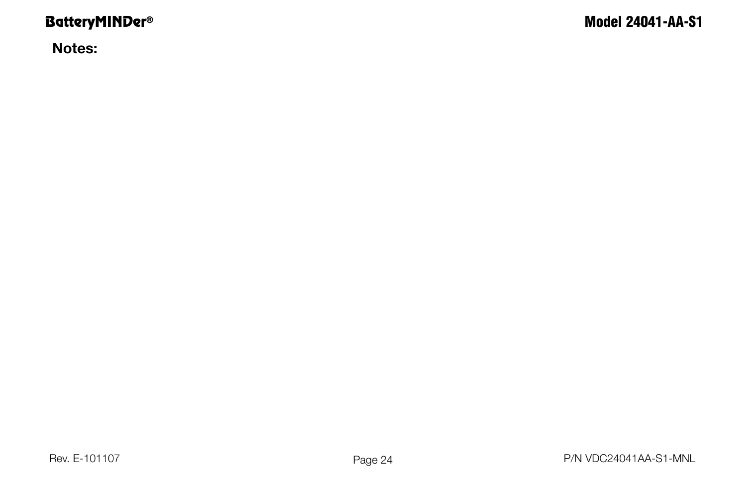**Notes:**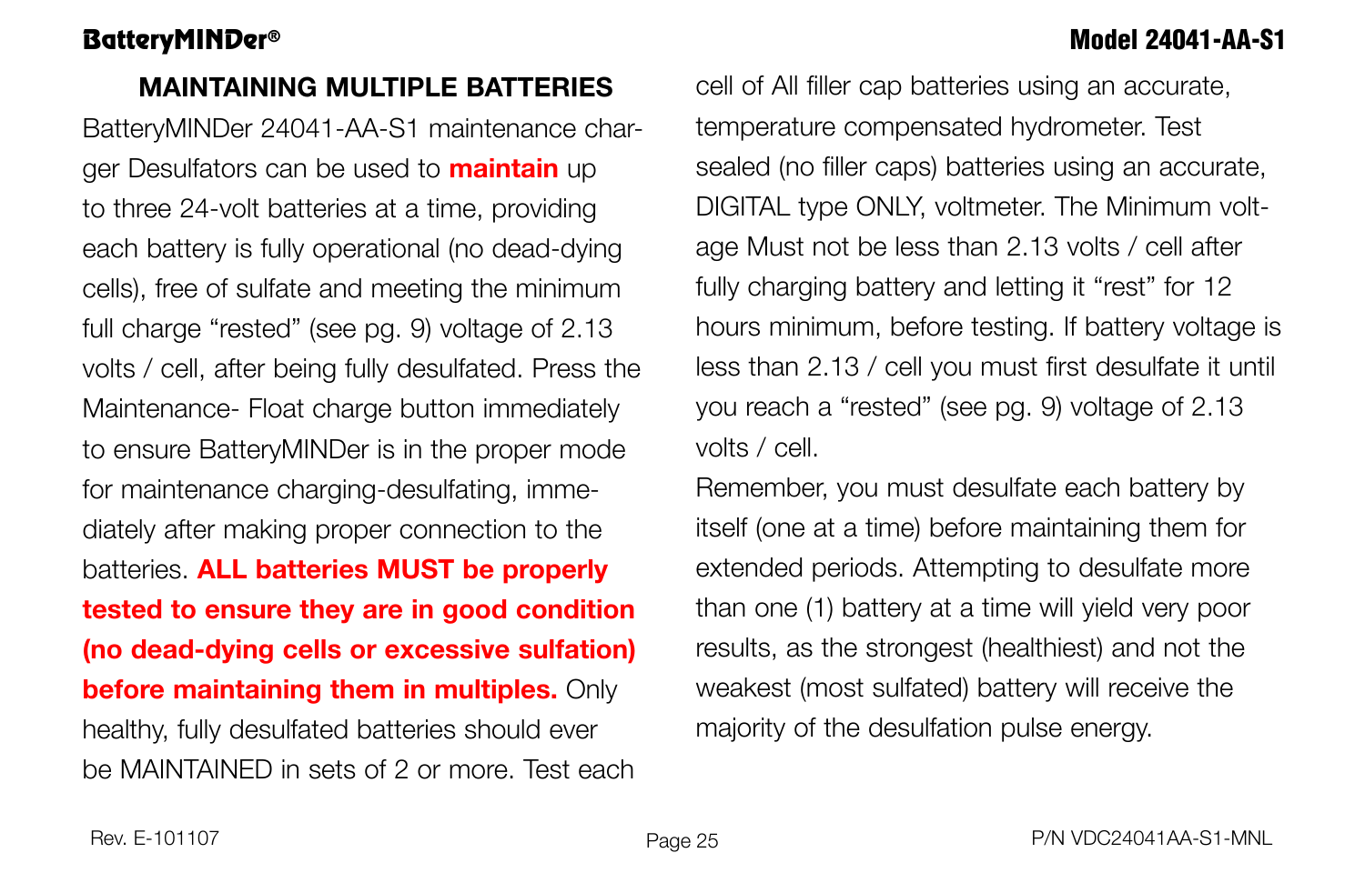## MAINTAINING MULTIPLE BATTERIES

BatteryMINDer 24041-AA-S1 maintenance charger Desulfators can be used to **maintain** up to three 24-volt batteries at a time, providing each battery is fully operational (no dead-dying cells), free of sulfate and meeting the minimum full charge "rested" (see pg. 9) voltage of 2.13 volts / cell, after being fully desulfated. Press the Maintenance- Float charge button immediately to ensure BatteryMINDer is in the proper mode for maintenance charging-desulfating, immediately after making proper connection to the batteries. **ALL batteries MUST be properly tested to ensure they are in good condition (no dead-dying cells or excessive sulfation) before maintaining them in multiples.** Only healthy, fully desulfated batteries should ever be MAINTAINED in sets of 2 or more. Test each cell of All filler cap batteries using an accurate, temperature compensated hydrometer. Test sealed (no filler caps) batteries using an accurate, DIGITAL type ONLY, voltmeter. The Minimum voltage Must not be less than 2.13 volts / cell after fully charging battery and letting it "rest" for 12 hours minimum, before testing. If battery voltage is less than 2.13 / cell you must first desulfate it until you reach a "rested" (see pg. 9) voltage of 2.13 volts / cell.

Remember, you must desulfate each battery by itself (one at a time) before maintaining them for extended periods. Attempting to desulfate more than one (1) battery at a time will yield very poor results, as the strongest (healthiest) and not the weakest (most sulfated) battery will receive the majority of the desulfation pulse energy.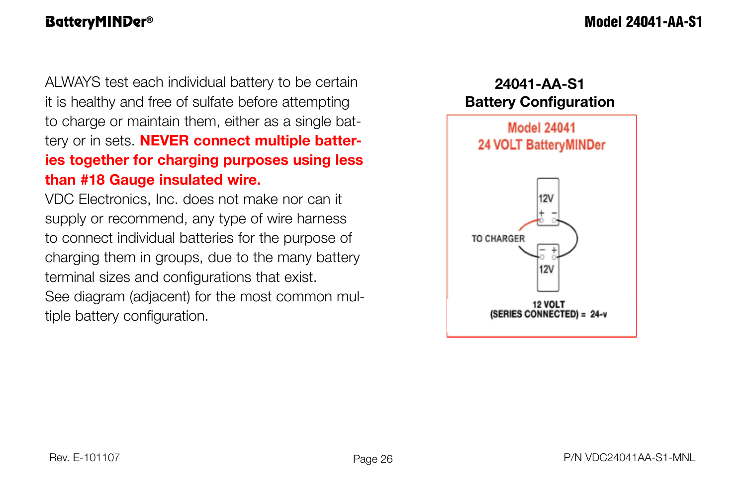ALWAYS test each individual battery to be certain it is healthy and free of sulfate before attempting to charge or maintain them, either as a single battery or in sets. **NEVER connect multiple batteries together for charging purposes using less than #18 Gauge insulated wire.**

VDC Electronics, Inc. does not make nor can it supply or recommend, any type of wire harness to connect individual batteries for the purpose of charging them in groups, due to the many battery terminal sizes and configurations that exist.

See diagram (adjacent) for the most common multiple battery configuration.

**24041-AA-S1**
**Battery Configuration**

Model 24041
24 VOLT BatteryMINDer

12V
\+ −

TO CHARGER

− +
12V

12 VOLT
(SERIES CONNECTED) = 24-v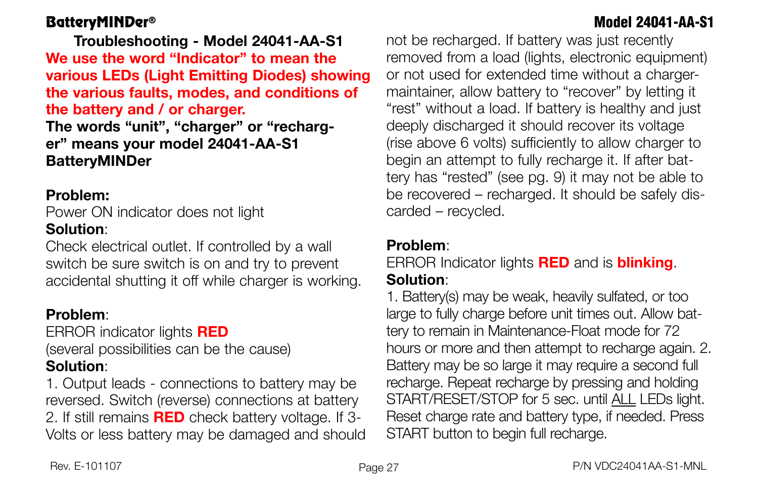## Troubleshooting - Model 24041-AA-S1

**We use the word "Indicator" to mean the various LEDs (Light Emitting Diodes) showing the various faults, modes, and conditions of the battery and / or charger.**

**The words "unit", "charger" or "recharger" means your model 24041-AA-S1 BatteryMINDer**

**Problem:**
Power ON indicator does not light
**Solution**:
Check electrical outlet. If controlled by a wall switch be sure switch is on and try to prevent accidental shutting it off while charger is working.

**Problem**:
ERROR indicator lights **RED**
(several possibilities can be the cause)
**Solution**:
1. Output leads - connections to battery may be reversed. Switch (reverse) connections at battery
2. If still remains **RED** check battery voltage. If 3-Volts or less battery may be damaged and should not be recharged. If battery was just recently removed from a load (lights, electronic equipment) or not used for extended time without a charger-maintainer, allow battery to "recover" by letting it "rest" without a load. If battery is healthy and just deeply discharged it should recover its voltage (rise above 6 volts) sufficiently to allow charger to begin an attempt to fully recharge it. If after battery has "rested" (see pg. 9) it may not be able to be recovered – recharged. It should be safely discarded – recycled.

**Problem**:
ERROR Indicator lights **RED** and is **blinking**.
**Solution**:
1. Battery(s) may be weak, heavily sulfated, or too large to fully charge before unit times out. Allow battery to remain in Maintenance-Float mode for 72 hours or more and then attempt to recharge again. 2. Battery may be so large it may require a second full recharge. Repeat recharge by pressing and holding START/RESET/STOP for 5 sec. until ALL LEDs light. Reset charge rate and battery type, if needed. Press START button to begin full recharge.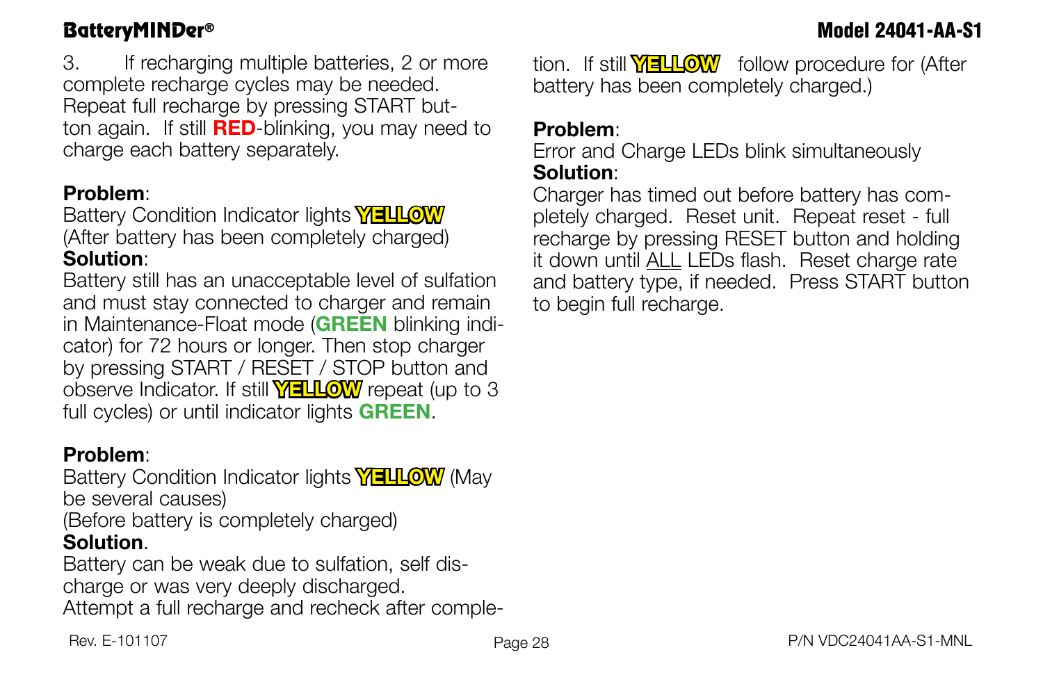3. If recharging multiple batteries, 2 or more complete recharge cycles may be needed. Repeat full recharge by pressing START button again. If still **RED**-blinking, you may need to charge each battery separately.

**Problem**:
Battery Condition Indicator lights **YELLOW** (After battery has been completely charged)
**Solution**:
Battery still has an unacceptable level of sulfation and must stay connected to charger and remain in Maintenance-Float mode (**GREEN** blinking indicator) for 72 hours or longer. Then stop charger by pressing START / RESET / STOP button and observe Indicator. If still **YELLOW** repeat (up to 3 full cycles) or until indicator lights **GREEN**.

**Problem**:
Battery Condition Indicator lights **YELLOW** (May be several causes)
(Before battery is completely charged)
**Solution**.
Battery can be weak due to sulfation, self discharge or was very deeply discharged.
Attempt a full recharge and recheck after completion. If still **YELLOW** follow procedure for (After battery has been completely charged.)

**Problem**:
Error and Charge LEDs blink simultaneously
**Solution**:
Charger has timed out before battery has completely charged. Reset unit. Repeat reset - full recharge by pressing RESET button and holding it down until ALL LEDs flash. Reset charge rate and battery type, if needed. Press START button to begin full recharge.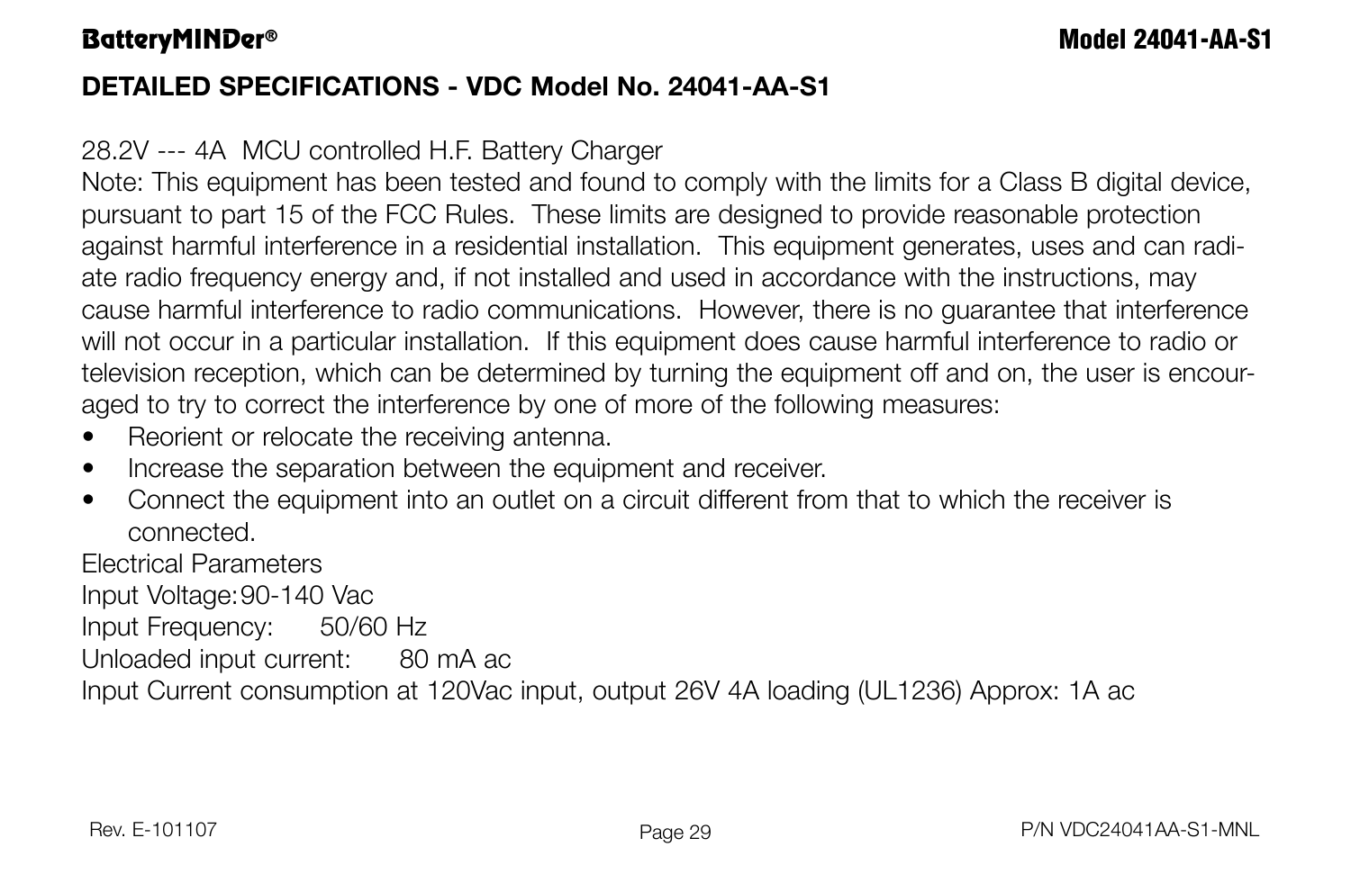## DETAILED SPECIFICATIONS - VDC Model No. 24041-AA-S1

28.2V --- 4A MCU controlled H.F. Battery Charger

Note: This equipment has been tested and found to comply with the limits for a Class B digital device, pursuant to part 15 of the FCC Rules. These limits are designed to provide reasonable protection against harmful interference in a residential installation. This equipment generates, uses and can radiate radio frequency energy and, if not installed and used in accordance with the instructions, may cause harmful interference to radio communications. However, there is no guarantee that interference will not occur in a particular installation. If this equipment does cause harmful interference to radio or television reception, which can be determined by turning the equipment off and on, the user is encouraged to try to correct the interference by one of more of the following measures:

- Reorient or relocate the receiving antenna.
- Increase the separation between the equipment and receiver.
- Connect the equipment into an outlet on a circuit different from that to which the receiver is connected.

Electrical Parameters

Input Voltage: 90-140 Vac

Input Frequency: 50/60 Hz

Unloaded input current: 80 mA ac

Input Current consumption at 120Vac input, output 26V 4A loading (UL1236) Approx: 1A ac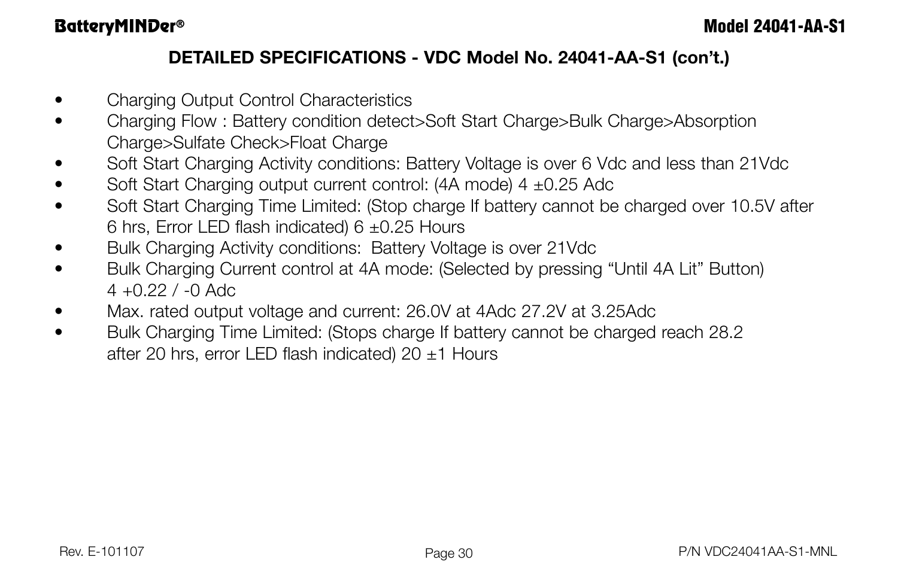## DETAILED SPECIFICATIONS - VDC Model No. 24041-AA-S1 (con't.)

- Charging Output Control Characteristics
- Charging Flow : Battery condition detect>Soft Start Charge>Bulk Charge>Absorption Charge>Sulfate Check>Float Charge
- Soft Start Charging Activity conditions: Battery Voltage is over 6 Vdc and less than 21Vdc
- Soft Start Charging output current control: (4A mode) 4 ±0.25 Adc
- Soft Start Charging Time Limited: (Stop charge If battery cannot be charged over 10.5V after 6 hrs, Error LED flash indicated) 6 ±0.25 Hours
- Bulk Charging Activity conditions: Battery Voltage is over 21Vdc
- Bulk Charging Current control at 4A mode: (Selected by pressing "Until 4A Lit" Button) 4 +0.22 / -0 Adc
- Max. rated output voltage and current: 26.0V at 4Adc 27.2V at 3.25Adc
- Bulk Charging Time Limited: (Stops charge If battery cannot be charged reach 28.2 after 20 hrs, error LED flash indicated) 20 ±1 Hours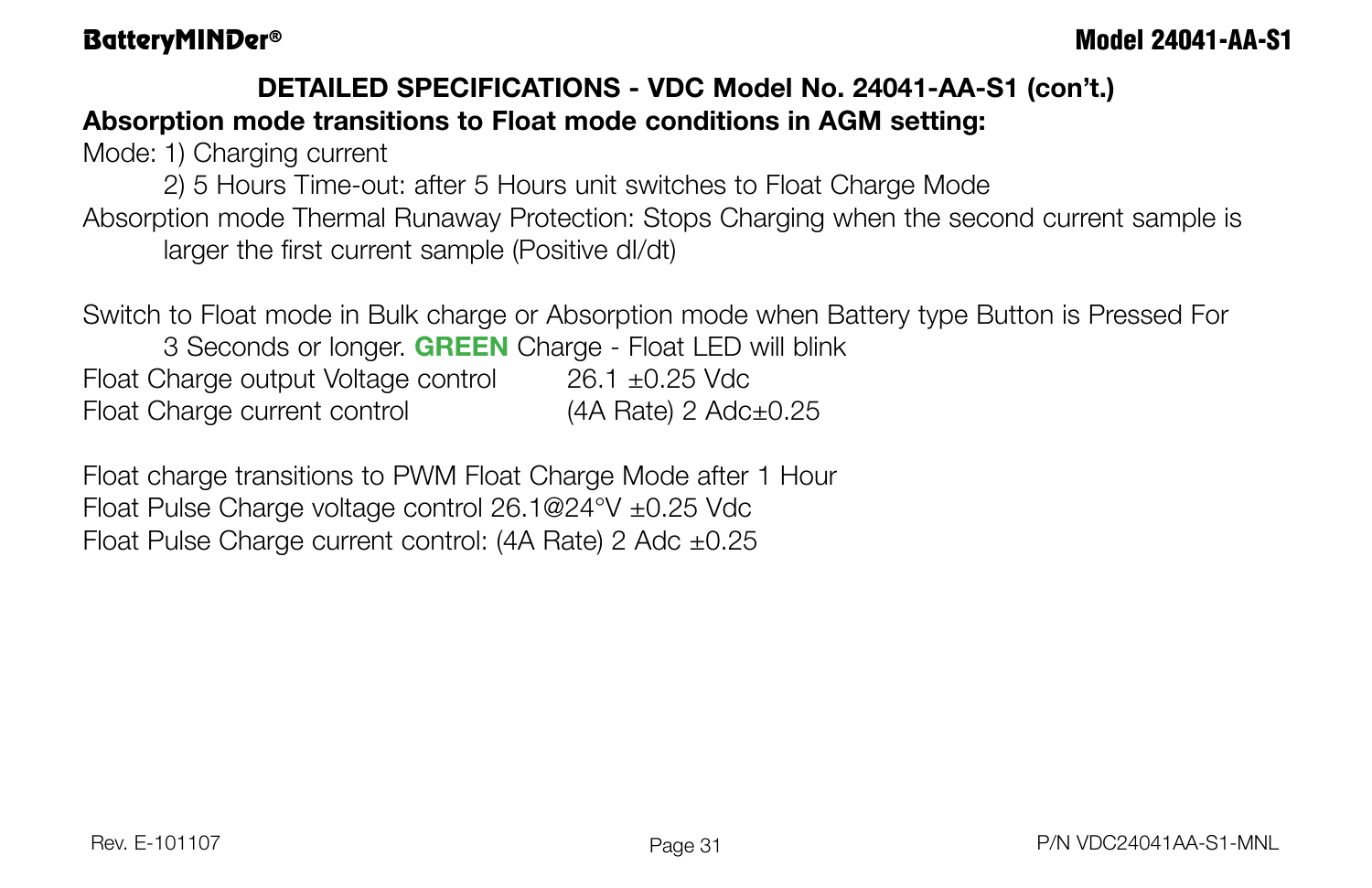**DETAILED SPECIFICATIONS - VDC Model No. 24041-AA-S1 (con't.)**

**Absorption mode transitions to Float mode conditions in AGM setting:**

Mode: 1) Charging current

2) 5 Hours Time-out: after 5 Hours unit switches to Float Charge Mode

Absorption mode Thermal Runaway Protection: Stops Charging when the second current sample is larger the first current sample (Positive dI/dt)

Switch to Float mode in Bulk charge or Absorption mode when Battery type Button is Pressed For 3 Seconds or longer. **GREEN** Charge - Float LED will blink

| | |
|---|---|
| Float Charge output Voltage control | 26.1 ±0.25 Vdc |
| Float Charge current control | (4A Rate) 2 Adc±0.25 |

Float charge transitions to PWM Float Charge Mode after 1 Hour

Float Pulse Charge voltage control 26.1@24°V ±0.25 Vdc

Float Pulse Charge current control: (4A Rate) 2 Adc ±0.25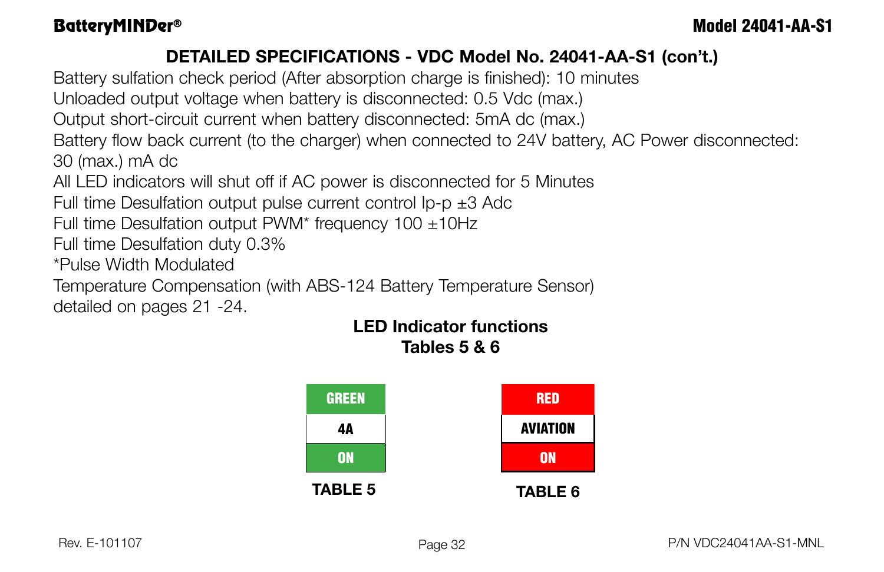## DETAILED SPECIFICATIONS - VDC Model No. 24041-AA-S1 (con't.)

Battery sulfation check period (After absorption charge is finished): 10 minutes
Unloaded output voltage when battery is disconnected: 0.5 Vdc (max.)
Output short-circuit current when battery disconnected: 5mA dc (max.)
Battery flow back current (to the charger) when connected to 24V battery, AC Power disconnected: 30 (max.) mA dc
All LED indicators will shut off if AC power is disconnected for 5 Minutes
Full time Desulfation output pulse current control Ip-p ±3 Adc
Full time Desulfation output PWM* frequency 100 ±10Hz
Full time Desulfation duty 0.3%
*Pulse Width Modulated
Temperature Compensation (with ABS-124 Battery Temperature Sensor) detailed on pages 21 -24.

### LED Indicator functions
### Tables 5 & 6

| GREEN |
| --- |
| 4A |
| ON |

**TABLE 5**

| RED |
| --- |
| AVIATION |
| ON |

**TABLE 6**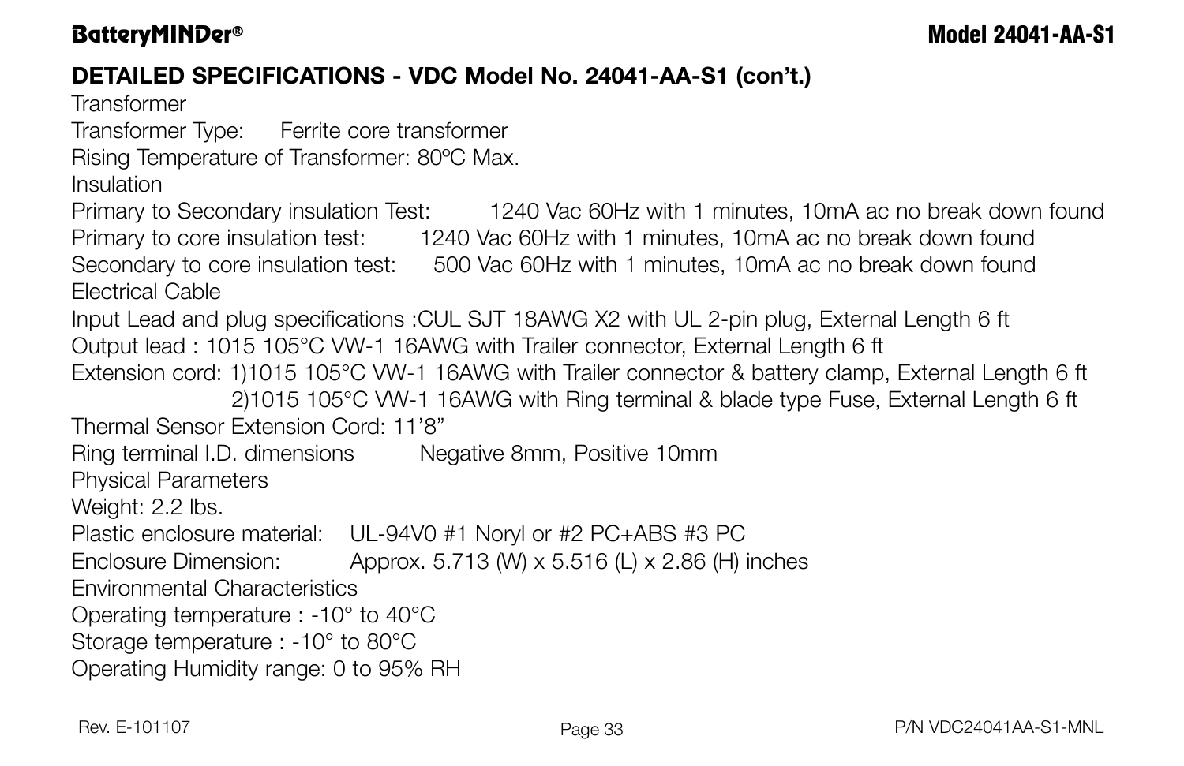## DETAILED SPECIFICATIONS - VDC Model No. 24041-AA-S1 (con't.)

Transformer

Transformer Type: Ferrite core transformer

Rising Temperature of Transformer: 80ºC Max.

Insulation

Primary to Secondary insulation Test: 1240 Vac 60Hz with 1 minutes, 10mA ac no break down found

Primary to core insulation test: 1240 Vac 60Hz with 1 minutes, 10mA ac no break down found

Secondary to core insulation test: 500 Vac 60Hz with 1 minutes, 10mA ac no break down found

Electrical Cable

Input Lead and plug specifications :CUL SJT 18AWG X2 with UL 2-pin plug, External Length 6 ft

Output lead : 1015 105°C VW-1 16AWG with Trailer connector, External Length 6 ft

Extension cord: 1)1015 105°C VW-1 16AWG with Trailer connector & battery clamp, External Length 6 ft
2)1015 105°C VW-1 16AWG with Ring terminal & blade type Fuse, External Length 6 ft

Thermal Sensor Extension Cord: 11'8"

Ring terminal I.D. dimensions Negative 8mm, Positive 10mm

Physical Parameters

Weight: 2.2 lbs.

Plastic enclosure material: UL-94V0 #1 Noryl or #2 PC+ABS #3 PC

Enclosure Dimension: Approx. 5.713 (W) x 5.516 (L) x 2.86 (H) inches

Environmental Characteristics

Operating temperature : -10° to 40°C

Storage temperature : -10° to 80°C

Operating Humidity range: 0 to 95% RH

Rev. E-101107

P/N VDC24041AA-S1-MNL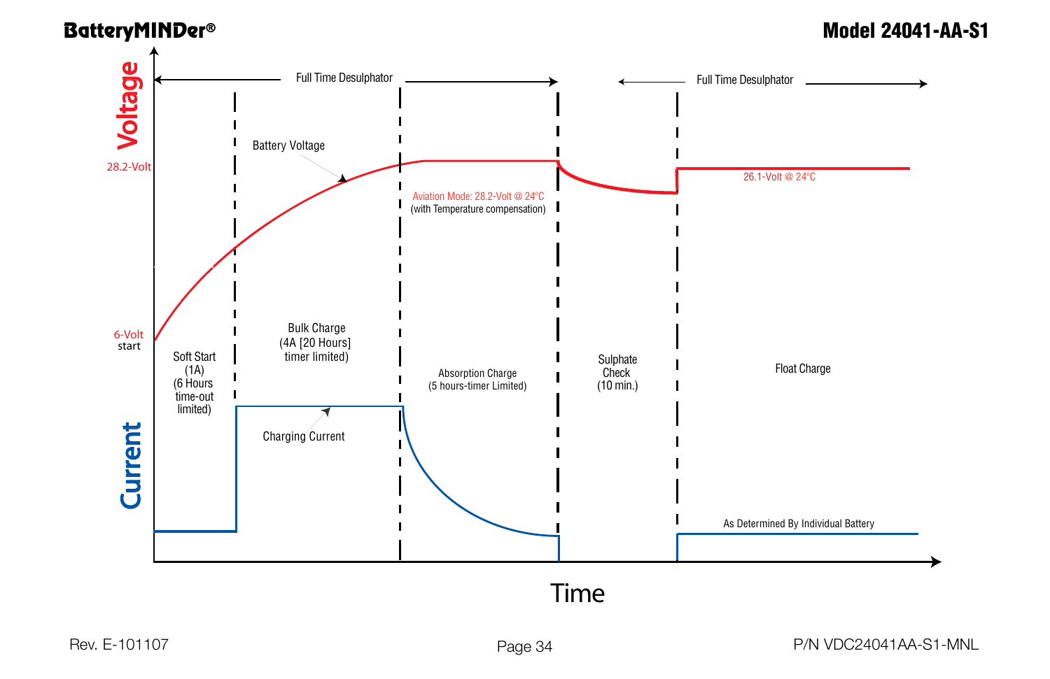## BatteryMINDer® Model 24041-AA-S1

Full Time Desulphator

Full Time Desulphator

Voltage

28.2-Volt

6-Volt start

Battery Voltage

Aviation Mode: 28.2-Volt @ 24°C (with Temperature compensation)

26.1-Volt @ 24°C

Soft Start (1A) (6 Hours time-out limited)

Bulk Charge (4A [20 Hours] timer limited)

Absorption Charge (5 hours-timer Limited)

Sulphate Check (10 min.)

Float Charge

Current

Charging Current

As Determined By Individual Battery

Time

Rev. E-101107

P/N VDC24041AA-S1-MNL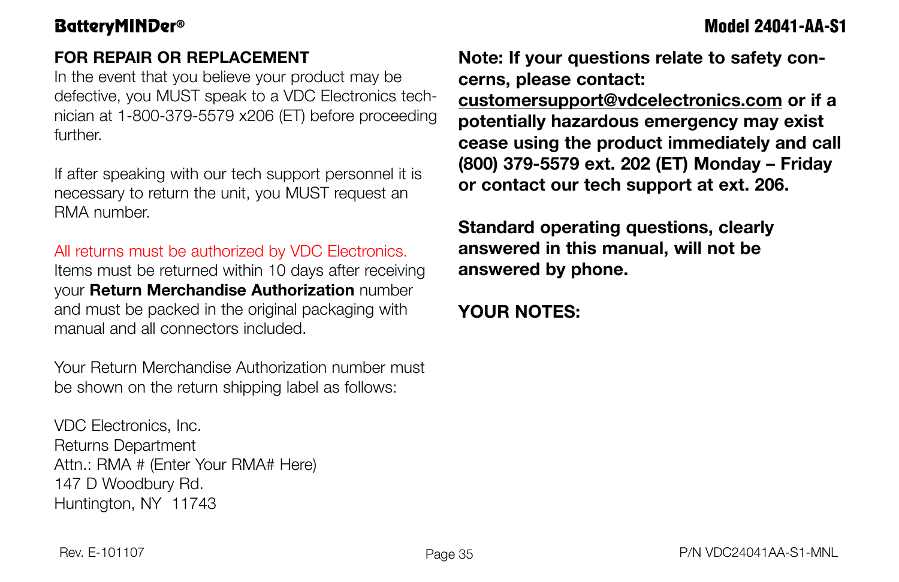## FOR REPAIR OR REPLACEMENT

In the event that you believe your product may be defective, you MUST speak to a VDC Electronics technician at 1-800-379-5579 x206 (ET) before proceeding further.

If after speaking with our tech support personnel it is necessary to return the unit, you MUST request an RMA number.

All returns must be authorized by VDC Electronics. Items must be returned within 10 days after receiving your **Return Merchandise Authorization** number and must be packed in the original packaging with manual and all connectors included.

Your Return Merchandise Authorization number must be shown on the return shipping label as follows:

VDC Electronics, Inc.
Returns Department
Attn.: RMA # (Enter Your RMA# Here)
147 D Woodbury Rd.
Huntington, NY 11743

**Note: If your questions relate to safety concerns, please contact: customersupport@vdcelectronics.com or if a potentially hazardous emergency may exist cease using the product immediately and call (800) 379-5579 ext. 202 (ET) Monday – Friday or contact our tech support at ext. 206.**

**Standard operating questions, clearly answered in this manual, will not be answered by phone.**

**YOUR NOTES:**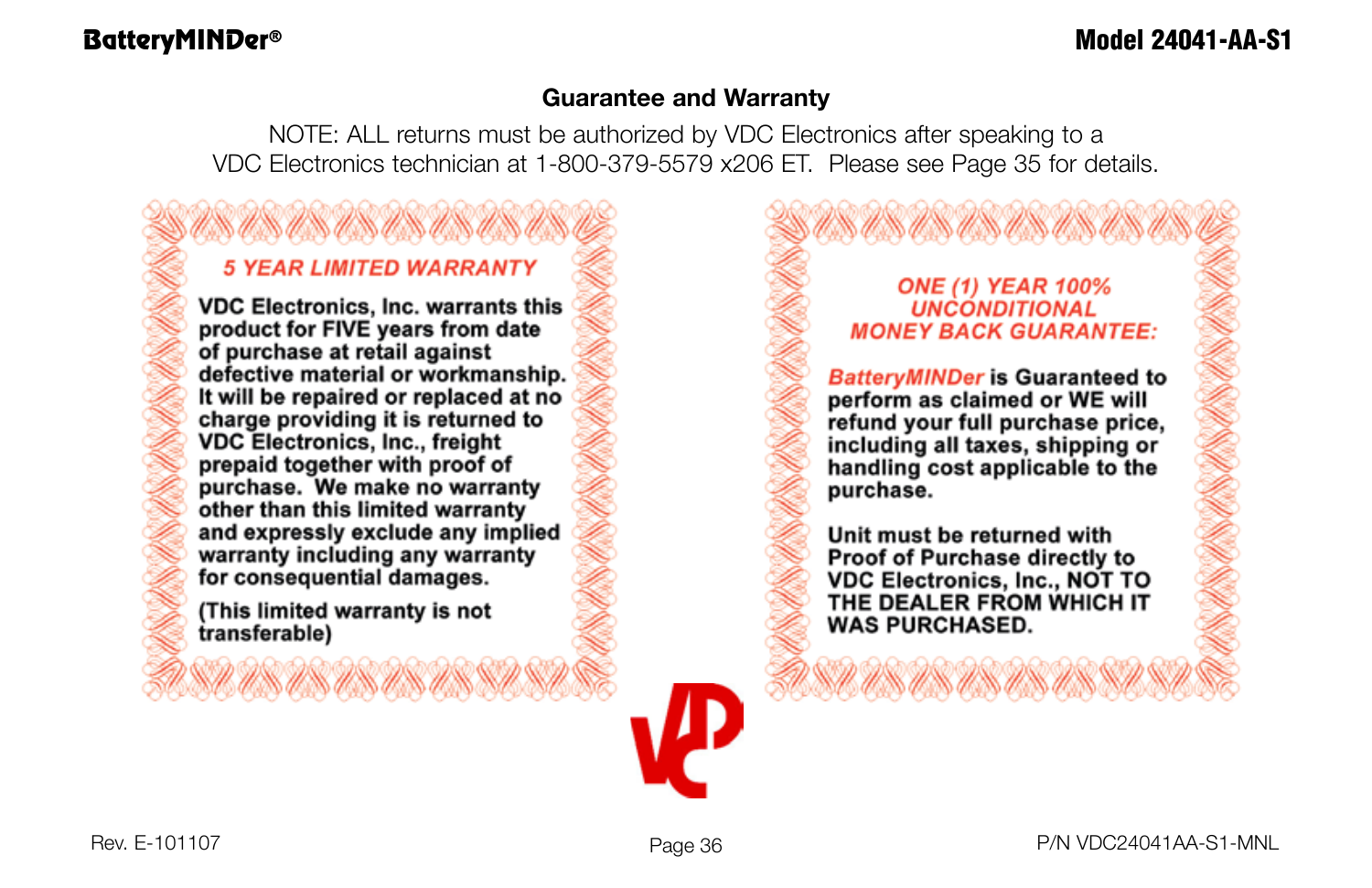## Guarantee and Warranty

NOTE: ALL returns must be authorized by VDC Electronics after speaking to a VDC Electronics technician at 1-800-379-5579 x206 ET. Please see Page 35 for details.

### *5 YEAR LIMITED WARRANTY*

**VDC Electronics, Inc. warrants this product for FIVE years from date of purchase at retail against defective material or workmanship. It will be repaired or replaced at no charge providing it is returned to VDC Electronics, Inc., freight prepaid together with proof of purchase. We make no warranty other than this limited warranty and expressly exclude any implied warranty including any warranty for consequential damages.**

**(This limited warranty is not transferable)**

### *ONE (1) YEAR 100% UNCONDITIONAL MONEY BACK GUARANTEE:*

***BatteryMINDer*** **is Guaranteed to perform as claimed or WE will refund your full purchase price, including all taxes, shipping or handling cost applicable to the purchase.**

**Unit must be returned with Proof of Purchase directly to VDC Electronics, Inc., NOT TO THE DEALER FROM WHICH IT WAS PURCHASED.**